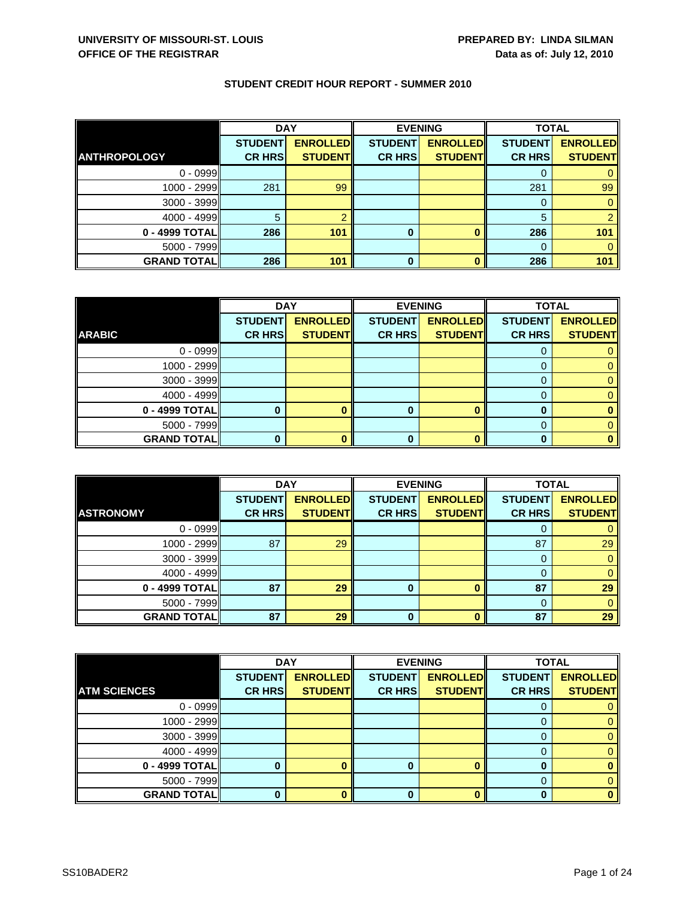**UNIVERSITY OF MISSOURI-ST. LOUIS**
**OFFICE OF THE REGISTRAR**

**PREPARED BY: LINDA SILMAN**
**Data as of: July 12, 2010**

## STUDENT CREDIT HOUR REPORT - SUMMER 2010

| | DAY | | EVENING | | TOTAL | |
|---|---|---|---|---|---|---|
| **ANTHROPOLOGY** | **STUDENT CR HRS** | **ENROLLED STUDENT** | **STUDENT CR HRS** | **ENROLLED STUDENT** | **STUDENT CR HRS** | **ENROLLED STUDENT** |
| 0 - 0999 | | | | | 0 | 0 |
| 1000 - 2999 | 281 | 99 | | | 281 | 99 |
| 3000 - 3999 | | | | | 0 | 0 |
| 4000 - 4999 | 5 | 2 | | | 5 | 2 |
| **0 - 4999 TOTAL** | **286** | **101** | **0** | **0** | **286** | **101** |
| 5000 - 7999 | | | | | 0 | 0 |
| **GRAND TOTAL** | **286** | **101** | **0** | **0** | **286** | **101** |

| | DAY | | EVENING | | TOTAL | |
|---|---|---|---|---|---|---|
| **ARABIC** | **STUDENT CR HRS** | **ENROLLED STUDENT** | **STUDENT CR HRS** | **ENROLLED STUDENT** | **STUDENT CR HRS** | **ENROLLED STUDENT** |
| 0 - 0999 | | | | | 0 | 0 |
| 1000 - 2999 | | | | | 0 | 0 |
| 3000 - 3999 | | | | | 0 | 0 |
| 4000 - 4999 | | | | | 0 | 0 |
| **0 - 4999 TOTAL** | **0** | **0** | **0** | **0** | **0** | **0** |
| 5000 - 7999 | | | | | 0 | 0 |
| **GRAND TOTAL** | **0** | **0** | **0** | **0** | **0** | **0** |

| | DAY | | EVENING | | TOTAL | |
|---|---|---|---|---|---|---|
| **ASTRONOMY** | **STUDENT CR HRS** | **ENROLLED STUDENT** | **STUDENT CR HRS** | **ENROLLED STUDENT** | **STUDENT CR HRS** | **ENROLLED STUDENT** |
| 0 - 0999 | | | | | 0 | 0 |
| 1000 - 2999 | 87 | 29 | | | 87 | 29 |
| 3000 - 3999 | | | | | 0 | 0 |
| 4000 - 4999 | | | | | 0 | 0 |
| **0 - 4999 TOTAL** | **87** | **29** | **0** | **0** | **87** | **29** |
| 5000 - 7999 | | | | | 0 | 0 |
| **GRAND TOTAL** | **87** | **29** | **0** | **0** | **87** | **29** |

| | DAY | | EVENING | | TOTAL | |
|---|---|---|---|---|---|---|
| **ATM SCIENCES** | **STUDENT CR HRS** | **ENROLLED STUDENT** | **STUDENT CR HRS** | **ENROLLED STUDENT** | **STUDENT CR HRS** | **ENROLLED STUDENT** |
| 0 - 0999 | | | | | 0 | 0 |
| 1000 - 2999 | | | | | 0 | 0 |
| 3000 - 3999 | | | | | 0 | 0 |
| 4000 - 4999 | | | | | 0 | 0 |
| **0 - 4999 TOTAL** | **0** | **0** | **0** | **0** | **0** | **0** |
| 5000 - 7999 | | | | | 0 | 0 |
| **GRAND TOTAL** | **0** | **0** | **0** | **0** | **0** | **0** |

SS10BADER2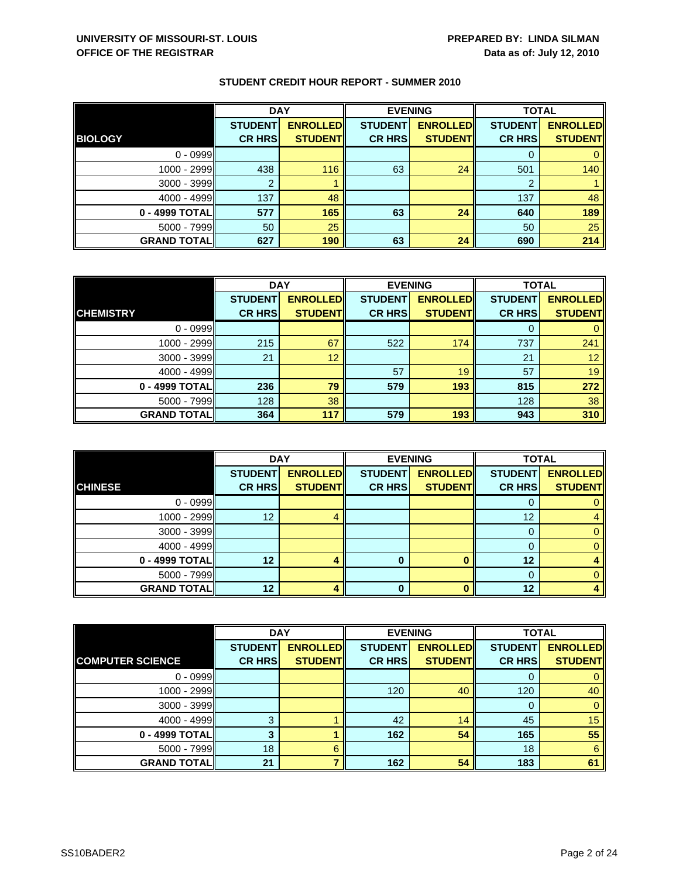UNIVERSITY OF MISSOURI-ST. LOUIS
OFFICE OF THE REGISTRAR

PREPARED BY: LINDA SILMAN
Data as of: July 12, 2010

## STUDENT CREDIT HOUR REPORT - SUMMER 2010

| | DAY | | EVENING | | TOTAL | |
|---|---|---|---|---|---|---|
| **BIOLOGY** | **STUDENT CR HRS** | **ENROLLED STUDENT** | **STUDENT CR HRS** | **ENROLLED STUDENT** | **STUDENT CR HRS** | **ENROLLED STUDENT** |
| 0 - 0999 | | | | | 0 | 0 |
| 1000 - 2999 | 438 | 116 | 63 | 24 | 501 | 140 |
| 3000 - 3999 | 2 | 1 | | | 2 | 1 |
| 4000 - 4999 | 137 | 48 | | | 137 | 48 |
| **0 - 4999 TOTAL** | **577** | **165** | **63** | **24** | **640** | **189** |
| 5000 - 7999 | 50 | 25 | | | 50 | 25 |
| **GRAND TOTAL** | **627** | **190** | **63** | **24** | **690** | **214** |

| | DAY | | EVENING | | TOTAL | |
|---|---|---|---|---|---|---|
| **CHEMISTRY** | **STUDENT CR HRS** | **ENROLLED STUDENT** | **STUDENT CR HRS** | **ENROLLED STUDENT** | **STUDENT CR HRS** | **ENROLLED STUDENT** |
| 0 - 0999 | | | | | 0 | 0 |
| 1000 - 2999 | 215 | 67 | 522 | 174 | 737 | 241 |
| 3000 - 3999 | 21 | 12 | | | 21 | 12 |
| 4000 - 4999 | | | 57 | 19 | 57 | 19 |
| **0 - 4999 TOTAL** | **236** | **79** | **579** | **193** | **815** | **272** |
| 5000 - 7999 | 128 | 38 | | | 128 | 38 |
| **GRAND TOTAL** | **364** | **117** | **579** | **193** | **943** | **310** |

| | DAY | | EVENING | | TOTAL | |
|---|---|---|---|---|---|---|
| **CHINESE** | **STUDENT CR HRS** | **ENROLLED STUDENT** | **STUDENT CR HRS** | **ENROLLED STUDENT** | **STUDENT CR HRS** | **ENROLLED STUDENT** |
| 0 - 0999 | | | | | 0 | 0 |
| 1000 - 2999 | 12 | 4 | | | 12 | 4 |
| 3000 - 3999 | | | | | 0 | 0 |
| 4000 - 4999 | | | | | 0 | 0 |
| **0 - 4999 TOTAL** | **12** | **4** | **0** | **0** | **12** | **4** |
| 5000 - 7999 | | | | | 0 | 0 |
| **GRAND TOTAL** | **12** | **4** | **0** | **0** | **12** | **4** |

| | DAY | | EVENING | | TOTAL | |
|---|---|---|---|---|---|---|
| **COMPUTER SCIENCE** | **STUDENT CR HRS** | **ENROLLED STUDENT** | **STUDENT CR HRS** | **ENROLLED STUDENT** | **STUDENT CR HRS** | **ENROLLED STUDENT** |
| 0 - 0999 | | | | | 0 | 0 |
| 1000 - 2999 | | | 120 | 40 | 120 | 40 |
| 3000 - 3999 | | | | | 0 | 0 |
| 4000 - 4999 | 3 | 1 | 42 | 14 | 45 | 15 |
| **0 - 4999 TOTAL** | **3** | **1** | **162** | **54** | **165** | **55** |
| 5000 - 7999 | 18 | 6 | | | 18 | 6 |
| **GRAND TOTAL** | **21** | **7** | **162** | **54** | **183** | **61** |

SS10BADER2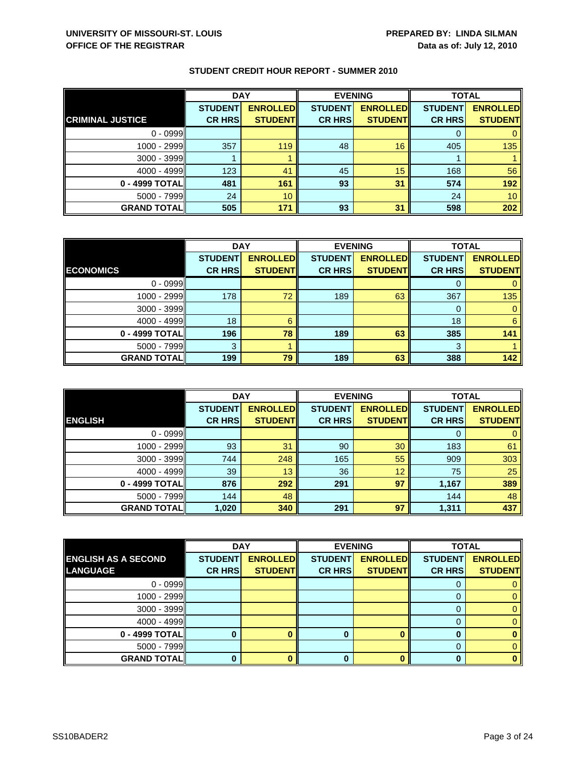## UNIVERSITY OF MISSOURI-ST. LOUIS
## OFFICE OF THE REGISTRAR

**PREPARED BY: LINDA SILMAN**
**Data as of: July 12, 2010**

### STUDENT CREDIT HOUR REPORT - SUMMER 2010

| | DAY | | EVENING | | TOTAL | |
|---|---|---|---|---|---|---|
| **CRIMINAL JUSTICE** | **STUDENT CR HRS** | **ENROLLED STUDENT** | **STUDENT CR HRS** | **ENROLLED STUDENT** | **STUDENT CR HRS** | **ENROLLED STUDENT** |
| 0 - 0999 | | | | | 0 | 0 |
| 1000 - 2999 | 357 | 119 | 48 | 16 | 405 | 135 |
| 3000 - 3999 | 1 | 1 | | | 1 | 1 |
| 4000 - 4999 | 123 | 41 | 45 | 15 | 168 | 56 |
| **0 - 4999 TOTAL** | **481** | **161** | **93** | **31** | **574** | **192** |
| 5000 - 7999 | 24 | 10 | | | 24 | 10 |
| **GRAND TOTAL** | **505** | **171** | **93** | **31** | **598** | **202** |

| | DAY | | EVENING | | TOTAL | |
|---|---|---|---|---|---|---|
| **ECONOMICS** | **STUDENT CR HRS** | **ENROLLED STUDENT** | **STUDENT CR HRS** | **ENROLLED STUDENT** | **STUDENT CR HRS** | **ENROLLED STUDENT** |
| 0 - 0999 | | | | | 0 | 0 |
| 1000 - 2999 | 178 | 72 | 189 | 63 | 367 | 135 |
| 3000 - 3999 | | | | | 0 | 0 |
| 4000 - 4999 | 18 | 6 | | | 18 | 6 |
| **0 - 4999 TOTAL** | **196** | **78** | **189** | **63** | **385** | **141** |
| 5000 - 7999 | 3 | 1 | | | 3 | 1 |
| **GRAND TOTAL** | **199** | **79** | **189** | **63** | **388** | **142** |

| | DAY | | EVENING | | TOTAL | |
|---|---|---|---|---|---|---|
| **ENGLISH** | **STUDENT CR HRS** | **ENROLLED STUDENT** | **STUDENT CR HRS** | **ENROLLED STUDENT** | **STUDENT CR HRS** | **ENROLLED STUDENT** |
| 0 - 0999 | | | | | 0 | 0 |
| 1000 - 2999 | 93 | 31 | 90 | 30 | 183 | 61 |
| 3000 - 3999 | 744 | 248 | 165 | 55 | 909 | 303 |
| 4000 - 4999 | 39 | 13 | 36 | 12 | 75 | 25 |
| **0 - 4999 TOTAL** | **876** | **292** | **291** | **97** | **1,167** | **389** |
| 5000 - 7999 | 144 | 48 | | | 144 | 48 |
| **GRAND TOTAL** | **1,020** | **340** | **291** | **97** | **1,311** | **437** |

| | DAY | | EVENING | | TOTAL | |
|---|---|---|---|---|---|---|
| **ENGLISH AS A SECOND LANGUAGE** | **STUDENT CR HRS** | **ENROLLED STUDENT** | **STUDENT CR HRS** | **ENROLLED STUDENT** | **STUDENT CR HRS** | **ENROLLED STUDENT** |
| 0 - 0999 | | | | | 0 | 0 |
| 1000 - 2999 | | | | | 0 | 0 |
| 3000 - 3999 | | | | | 0 | 0 |
| 4000 - 4999 | | | | | 0 | 0 |
| **0 - 4999 TOTAL** | **0** | **0** | **0** | **0** | **0** | **0** |
| 5000 - 7999 | | | | | 0 | 0 |
| **GRAND TOTAL** | **0** | **0** | **0** | **0** | **0** | **0** |

SS10BADER2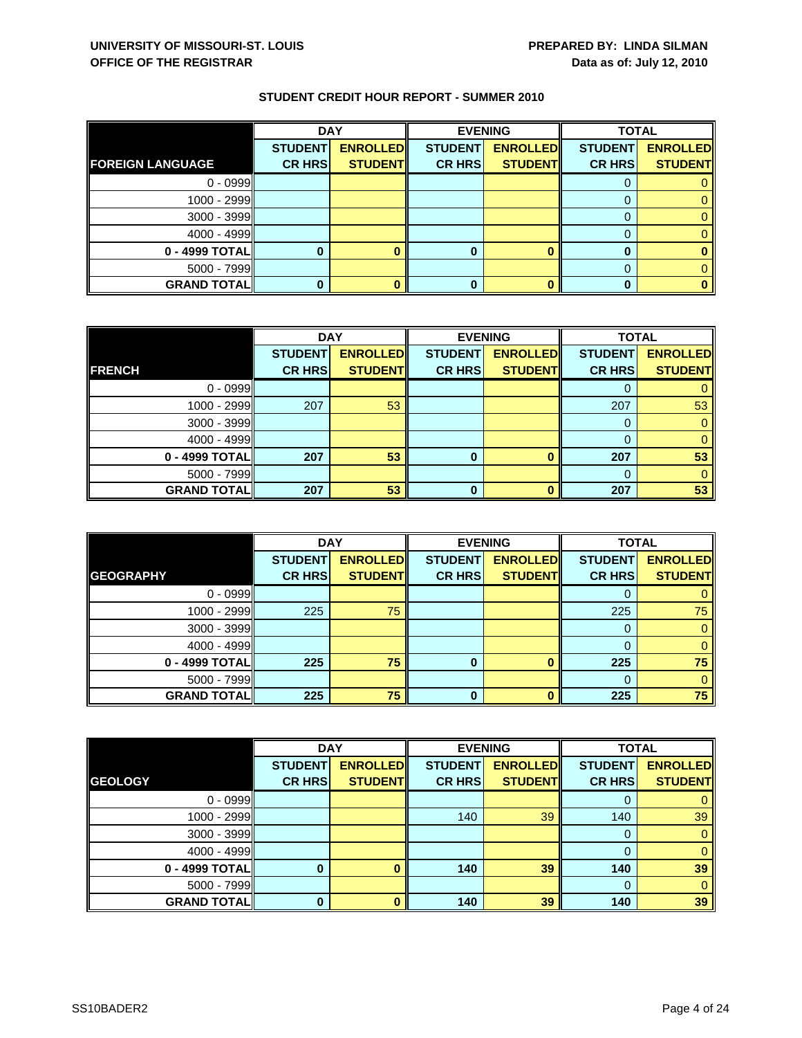## STUDENT CREDIT HOUR REPORT - SUMMER 2010

| FOREIGN LANGUAGE | DAY | | EVENING | | TOTAL | |
|---|---|---|---|---|---|---|
| | STUDENT CR HRS | ENROLLED STUDENT | STUDENT CR HRS | ENROLLED STUDENT | STUDENT CR HRS | ENROLLED STUDENT |
| 0 - 0999 | | | | | 0 | 0 |
| 1000 - 2999 | | | | | 0 | 0 |
| 3000 - 3999 | | | | | 0 | 0 |
| 4000 - 4999 | | | | | 0 | 0 |
| **0 - 4999 TOTAL** | **0** | **0** | **0** | **0** | **0** | **0** |
| 5000 - 7999 | | | | | 0 | 0 |
| **GRAND TOTAL** | **0** | **0** | **0** | **0** | **0** | **0** |

| FRENCH | DAY | | EVENING | | TOTAL | |
|---|---|---|---|---|---|---|
| | STUDENT CR HRS | ENROLLED STUDENT | STUDENT CR HRS | ENROLLED STUDENT | STUDENT CR HRS | ENROLLED STUDENT |
| 0 - 0999 | | | | | 0 | 0 |
| 1000 - 2999 | 207 | 53 | | | 207 | 53 |
| 3000 - 3999 | | | | | 0 | 0 |
| 4000 - 4999 | | | | | 0 | 0 |
| **0 - 4999 TOTAL** | **207** | **53** | **0** | **0** | **207** | **53** |
| 5000 - 7999 | | | | | 0 | 0 |
| **GRAND TOTAL** | **207** | **53** | **0** | **0** | **207** | **53** |

| GEOGRAPHY | DAY | | EVENING | | TOTAL | |
|---|---|---|---|---|---|---|
| | STUDENT CR HRS | ENROLLED STUDENT | STUDENT CR HRS | ENROLLED STUDENT | STUDENT CR HRS | ENROLLED STUDENT |
| 0 - 0999 | | | | | 0 | 0 |
| 1000 - 2999 | 225 | 75 | | | 225 | 75 |
| 3000 - 3999 | | | | | 0 | 0 |
| 4000 - 4999 | | | | | 0 | 0 |
| **0 - 4999 TOTAL** | **225** | **75** | **0** | **0** | **225** | **75** |
| 5000 - 7999 | | | | | 0 | 0 |
| **GRAND TOTAL** | **225** | **75** | **0** | **0** | **225** | **75** |

| GEOLOGY | DAY | | EVENING | | TOTAL | |
|---|---|---|---|---|---|---|
| | STUDENT CR HRS | ENROLLED STUDENT | STUDENT CR HRS | ENROLLED STUDENT | STUDENT CR HRS | ENROLLED STUDENT |
| 0 - 0999 | | | | | 0 | 0 |
| 1000 - 2999 | | | 140 | 39 | 140 | 39 |
| 3000 - 3999 | | | | | 0 | 0 |
| 4000 - 4999 | | | | | 0 | 0 |
| **0 - 4999 TOTAL** | **0** | **0** | **140** | **39** | **140** | **39** |
| 5000 - 7999 | | | | | 0 | 0 |
| **GRAND TOTAL** | **0** | **0** | **140** | **39** | **140** | **39** |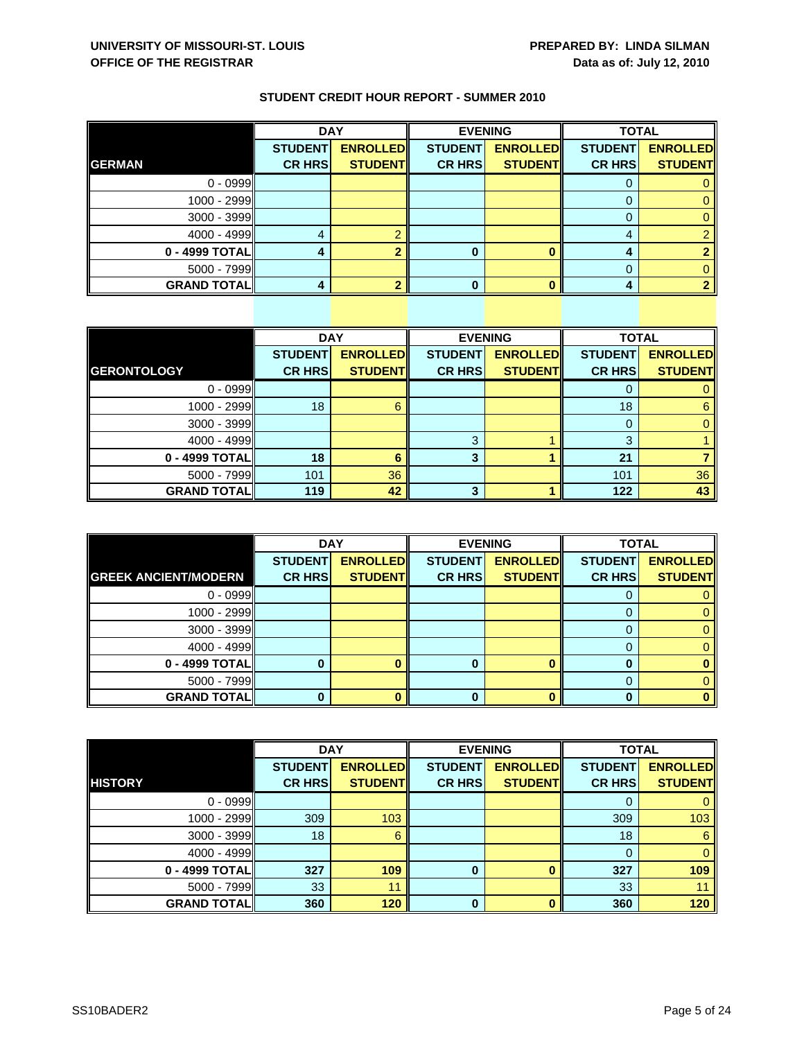**UNIVERSITY OF MISSOURI-ST. LOUIS**
**OFFICE OF THE REGISTRAR**

**PREPARED BY: LINDA SILMAN**
**Data as of: July 12, 2010**

## STUDENT CREDIT HOUR REPORT - SUMMER 2010

| | DAY | | EVENING | | TOTAL | |
|---|---|---|---|---|---|---|
| **GERMAN** | **STUDENT CR HRS** | **ENROLLED STUDENT** | **STUDENT CR HRS** | **ENROLLED STUDENT** | **STUDENT CR HRS** | **ENROLLED STUDENT** |
| 0 - 0999 | | | | | 0 | 0 |
| 1000 - 2999 | | | | | 0 | 0 |
| 3000 - 3999 | | | | | 0 | 0 |
| 4000 - 4999 | 4 | 2 | | | 4 | 2 |
| **0 - 4999 TOTAL** | **4** | **2** | **0** | **0** | **4** | **2** |
| 5000 - 7999 | | | | | 0 | 0 |
| **GRAND TOTAL** | **4** | **2** | **0** | **0** | **4** | **2** |

| | DAY | | EVENING | | TOTAL | |
|---|---|---|---|---|---|---|
| **GERONTOLOGY** | **STUDENT CR HRS** | **ENROLLED STUDENT** | **STUDENT CR HRS** | **ENROLLED STUDENT** | **STUDENT CR HRS** | **ENROLLED STUDENT** |
| 0 - 0999 | | | | | 0 | 0 |
| 1000 - 2999 | 18 | 6 | | | 18 | 6 |
| 3000 - 3999 | | | | | 0 | 0 |
| 4000 - 4999 | | | 3 | 1 | 3 | 1 |
| **0 - 4999 TOTAL** | **18** | **6** | **3** | **1** | **21** | **7** |
| 5000 - 7999 | 101 | 36 | | | 101 | 36 |
| **GRAND TOTAL** | **119** | **42** | **3** | **1** | **122** | **43** |

| | DAY | | EVENING | | TOTAL | |
|---|---|---|---|---|---|---|
| **GREEK ANCIENT/MODERN** | **STUDENT CR HRS** | **ENROLLED STUDENT** | **STUDENT CR HRS** | **ENROLLED STUDENT** | **STUDENT CR HRS** | **ENROLLED STUDENT** |
| 0 - 0999 | | | | | 0 | 0 |
| 1000 - 2999 | | | | | 0 | 0 |
| 3000 - 3999 | | | | | 0 | 0 |
| 4000 - 4999 | | | | | 0 | 0 |
| **0 - 4999 TOTAL** | **0** | **0** | **0** | **0** | **0** | **0** |
| 5000 - 7999 | | | | | 0 | 0 |
| **GRAND TOTAL** | **0** | **0** | **0** | **0** | **0** | **0** |

| | DAY | | EVENING | | TOTAL | |
|---|---|---|---|---|---|---|
| **HISTORY** | **STUDENT CR HRS** | **ENROLLED STUDENT** | **STUDENT CR HRS** | **ENROLLED STUDENT** | **STUDENT CR HRS** | **ENROLLED STUDENT** |
| 0 - 0999 | | | | | 0 | 0 |
| 1000 - 2999 | 309 | 103 | | | 309 | 103 |
| 3000 - 3999 | 18 | 6 | | | 18 | 6 |
| 4000 - 4999 | | | | | 0 | 0 |
| **0 - 4999 TOTAL** | **327** | **109** | **0** | **0** | **327** | **109** |
| 5000 - 7999 | 33 | 11 | | | 33 | 11 |
| **GRAND TOTAL** | **360** | **120** | **0** | **0** | **360** | **120** |

SS10BADER2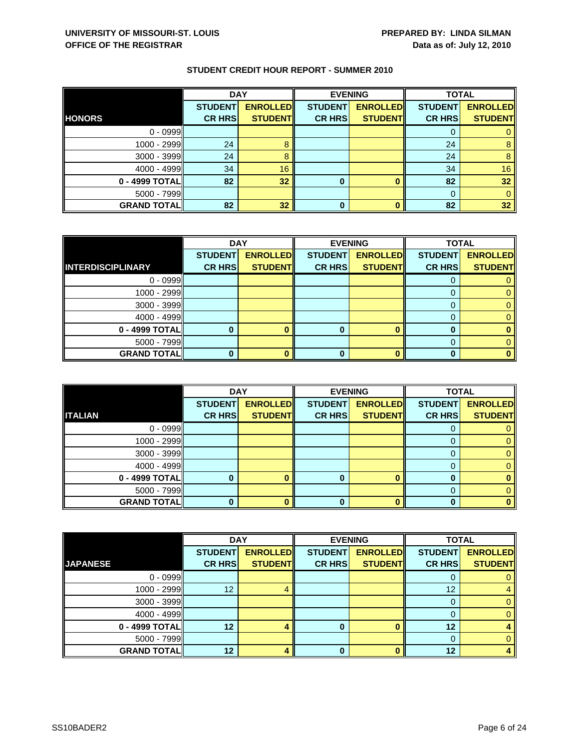**UNIVERSITY OF MISSOURI-ST. LOUIS**
**OFFICE OF THE REGISTRAR**

**PREPARED BY: LINDA SILMAN**
**Data as of: July 12, 2010**

**STUDENT CREDIT HOUR REPORT - SUMMER 2010**

| | DAY | | EVENING | | TOTAL | |
|---|---|---|---|---|---|---|
| **HONORS** | **STUDENT CR HRS** | **ENROLLED STUDENT** | **STUDENT CR HRS** | **ENROLLED STUDENT** | **STUDENT CR HRS** | **ENROLLED STUDENT** |
| 0 - 0999 | | | | | 0 | 0 |
| 1000 - 2999 | 24 | 8 | | | 24 | 8 |
| 3000 - 3999 | 24 | 8 | | | 24 | 8 |
| 4000 - 4999 | 34 | 16 | | | 34 | 16 |
| **0 - 4999 TOTAL** | **82** | **32** | **0** | **0** | **82** | **32** |
| 5000 - 7999 | | | | | 0 | 0 |
| **GRAND TOTAL** | **82** | **32** | **0** | **0** | **82** | **32** |

| | DAY | | EVENING | | TOTAL | |
|---|---|---|---|---|---|---|
| **INTERDISCIPLINARY** | **STUDENT CR HRS** | **ENROLLED STUDENT** | **STUDENT CR HRS** | **ENROLLED STUDENT** | **STUDENT CR HRS** | **ENROLLED STUDENT** |
| 0 - 0999 | | | | | 0 | 0 |
| 1000 - 2999 | | | | | 0 | 0 |
| 3000 - 3999 | | | | | 0 | 0 |
| 4000 - 4999 | | | | | 0 | 0 |
| **0 - 4999 TOTAL** | **0** | **0** | **0** | **0** | **0** | **0** |
| 5000 - 7999 | | | | | 0 | 0 |
| **GRAND TOTAL** | **0** | **0** | **0** | **0** | **0** | **0** |

| | DAY | | EVENING | | TOTAL | |
|---|---|---|---|---|---|---|
| **ITALIAN** | **STUDENT CR HRS** | **ENROLLED STUDENT** | **STUDENT CR HRS** | **ENROLLED STUDENT** | **STUDENT CR HRS** | **ENROLLED STUDENT** |
| 0 - 0999 | | | | | 0 | 0 |
| 1000 - 2999 | | | | | 0 | 0 |
| 3000 - 3999 | | | | | 0 | 0 |
| 4000 - 4999 | | | | | 0 | 0 |
| **0 - 4999 TOTAL** | **0** | **0** | **0** | **0** | **0** | **0** |
| 5000 - 7999 | | | | | 0 | 0 |
| **GRAND TOTAL** | **0** | **0** | **0** | **0** | **0** | **0** |

| | DAY | | EVENING | | TOTAL | |
|---|---|---|---|---|---|---|
| **JAPANESE** | **STUDENT CR HRS** | **ENROLLED STUDENT** | **STUDENT CR HRS** | **ENROLLED STUDENT** | **STUDENT CR HRS** | **ENROLLED STUDENT** |
| 0 - 0999 | | | | | 0 | 0 |
| 1000 - 2999 | 12 | 4 | | | 12 | 4 |
| 3000 - 3999 | | | | | 0 | 0 |
| 4000 - 4999 | | | | | 0 | 0 |
| **0 - 4999 TOTAL** | **12** | **4** | **0** | **0** | **12** | **4** |
| 5000 - 7999 | | | | | 0 | 0 |
| **GRAND TOTAL** | **12** | **4** | **0** | **0** | **12** | **4** |

SS10BADER2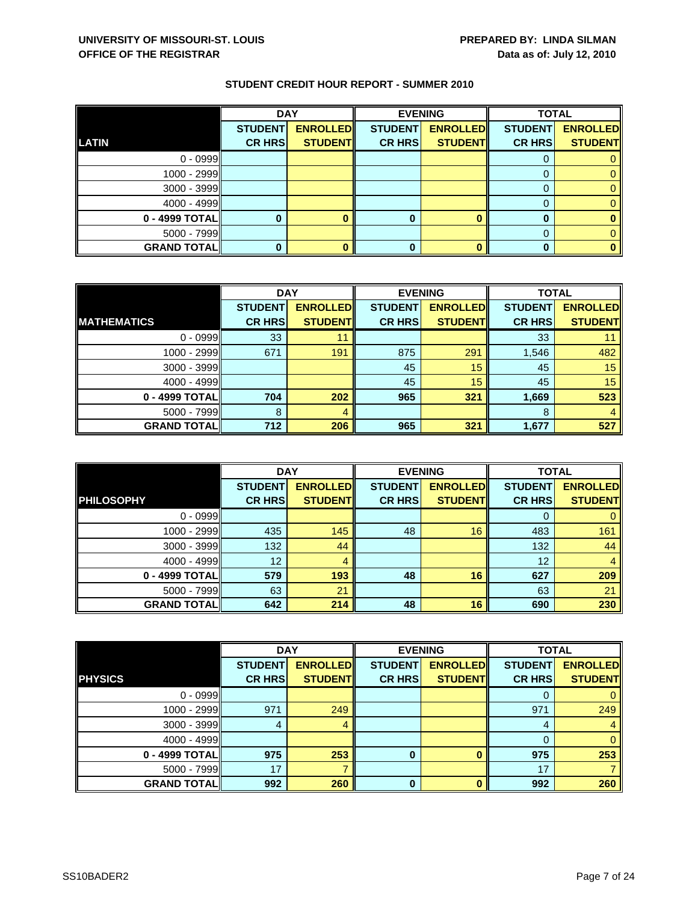**UNIVERSITY OF MISSOURI-ST. LOUIS**
**OFFICE OF THE REGISTRAR**

**PREPARED BY: LINDA SILMAN**
**Data as of: July 12, 2010**

## STUDENT CREDIT HOUR REPORT - SUMMER 2010

| | DAY | | EVENING | | TOTAL | |
|---|---|---|---|---|---|---|
| **LATIN** | **STUDENT CR HRS** | **ENROLLED STUDENT** | **STUDENT CR HRS** | **ENROLLED STUDENT** | **STUDENT CR HRS** | **ENROLLED STUDENT** |
| 0 - 0999 | | | | | 0 | 0 |
| 1000 - 2999 | | | | | 0 | 0 |
| 3000 - 3999 | | | | | 0 | 0 |
| 4000 - 4999 | | | | | 0 | 0 |
| **0 - 4999 TOTAL** | **0** | **0** | **0** | **0** | **0** | **0** |
| 5000 - 7999 | | | | | 0 | 0 |
| **GRAND TOTAL** | **0** | **0** | **0** | **0** | **0** | **0** |

| | DAY | | EVENING | | TOTAL | |
|---|---|---|---|---|---|---|
| **MATHEMATICS** | **STUDENT CR HRS** | **ENROLLED STUDENT** | **STUDENT CR HRS** | **ENROLLED STUDENT** | **STUDENT CR HRS** | **ENROLLED STUDENT** |
| 0 - 0999 | 33 | 11 | | | 33 | 11 |
| 1000 - 2999 | 671 | 191 | 875 | 291 | 1,546 | 482 |
| 3000 - 3999 | | | 45 | 15 | 45 | 15 |
| 4000 - 4999 | | | 45 | 15 | 45 | 15 |
| **0 - 4999 TOTAL** | **704** | **202** | **965** | **321** | **1,669** | **523** |
| 5000 - 7999 | 8 | 4 | | | 8 | 4 |
| **GRAND TOTAL** | **712** | **206** | **965** | **321** | **1,677** | **527** |

| | DAY | | EVENING | | TOTAL | |
|---|---|---|---|---|---|---|
| **PHILOSOPHY** | **STUDENT CR HRS** | **ENROLLED STUDENT** | **STUDENT CR HRS** | **ENROLLED STUDENT** | **STUDENT CR HRS** | **ENROLLED STUDENT** |
| 0 - 0999 | | | | | 0 | 0 |
| 1000 - 2999 | 435 | 145 | 48 | 16 | 483 | 161 |
| 3000 - 3999 | 132 | 44 | | | 132 | 44 |
| 4000 - 4999 | 12 | 4 | | | 12 | 4 |
| **0 - 4999 TOTAL** | **579** | **193** | **48** | **16** | **627** | **209** |
| 5000 - 7999 | 63 | 21 | | | 63 | 21 |
| **GRAND TOTAL** | **642** | **214** | **48** | **16** | **690** | **230** |

| | DAY | | EVENING | | TOTAL | |
|---|---|---|---|---|---|---|
| **PHYSICS** | **STUDENT CR HRS** | **ENROLLED STUDENT** | **STUDENT CR HRS** | **ENROLLED STUDENT** | **STUDENT CR HRS** | **ENROLLED STUDENT** |
| 0 - 0999 | | | | | 0 | 0 |
| 1000 - 2999 | 971 | 249 | | | 971 | 249 |
| 3000 - 3999 | 4 | 4 | | | 4 | 4 |
| 4000 - 4999 | | | | | 0 | 0 |
| **0 - 4999 TOTAL** | **975** | **253** | **0** | **0** | **975** | **253** |
| 5000 - 7999 | 17 | 7 | | | 17 | 7 |
| **GRAND TOTAL** | **992** | **260** | **0** | **0** | **992** | **260** |

SS10BADER2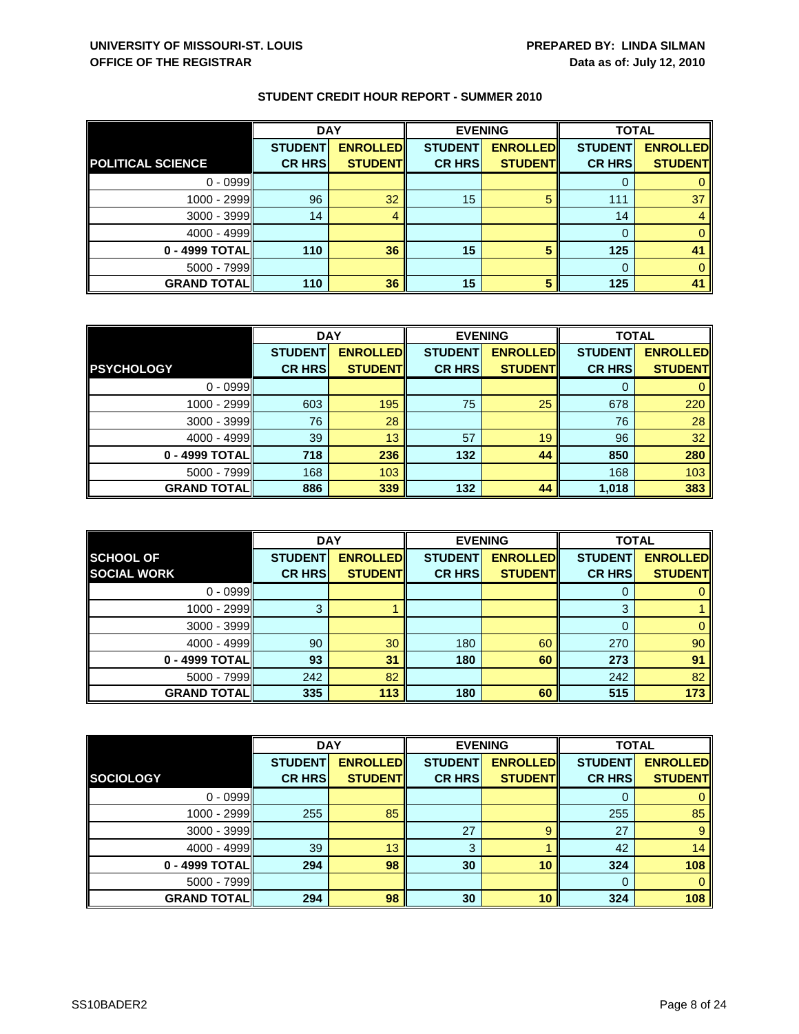**UNIVERSITY OF MISSOURI-ST. LOUIS**
**OFFICE OF THE REGISTRAR**

**PREPARED BY: LINDA SILMAN**
**Data as of: July 12, 2010**

## STUDENT CREDIT HOUR REPORT - SUMMER 2010

| | DAY | | EVENING | | TOTAL | |
|---|---|---|---|---|---|---|
| **POLITICAL SCIENCE** | **STUDENT CR HRS** | **ENROLLED STUDENT** | **STUDENT CR HRS** | **ENROLLED STUDENT** | **STUDENT CR HRS** | **ENROLLED STUDENT** |
| 0 - 0999 | | | | | 0 | 0 |
| 1000 - 2999 | 96 | 32 | 15 | 5 | 111 | 37 |
| 3000 - 3999 | 14 | 4 | | | 14 | 4 |
| 4000 - 4999 | | | | | 0 | 0 |
| **0 - 4999 TOTAL** | **110** | **36** | **15** | **5** | **125** | **41** |
| 5000 - 7999 | | | | | 0 | 0 |
| **GRAND TOTAL** | **110** | **36** | **15** | **5** | **125** | **41** |

| | DAY | | EVENING | | TOTAL | |
|---|---|---|---|---|---|---|
| **PSYCHOLOGY** | **STUDENT CR HRS** | **ENROLLED STUDENT** | **STUDENT CR HRS** | **ENROLLED STUDENT** | **STUDENT CR HRS** | **ENROLLED STUDENT** |
| 0 - 0999 | | | | | 0 | 0 |
| 1000 - 2999 | 603 | 195 | 75 | 25 | 678 | 220 |
| 3000 - 3999 | 76 | 28 | | | 76 | 28 |
| 4000 - 4999 | 39 | 13 | 57 | 19 | 96 | 32 |
| **0 - 4999 TOTAL** | **718** | **236** | **132** | **44** | **850** | **280** |
| 5000 - 7999 | 168 | 103 | | | 168 | 103 |
| **GRAND TOTAL** | **886** | **339** | **132** | **44** | **1,018** | **383** |

| | DAY | | EVENING | | TOTAL | |
|---|---|---|---|---|---|---|
| **SCHOOL OF SOCIAL WORK** | **STUDENT CR HRS** | **ENROLLED STUDENT** | **STUDENT CR HRS** | **ENROLLED STUDENT** | **STUDENT CR HRS** | **ENROLLED STUDENT** |
| 0 - 0999 | | | | | 0 | 0 |
| 1000 - 2999 | 3 | 1 | | | 3 | 1 |
| 3000 - 3999 | | | | | 0 | 0 |
| 4000 - 4999 | 90 | 30 | 180 | 60 | 270 | 90 |
| **0 - 4999 TOTAL** | **93** | **31** | **180** | **60** | **273** | **91** |
| 5000 - 7999 | 242 | 82 | | | 242 | 82 |
| **GRAND TOTAL** | **335** | **113** | **180** | **60** | **515** | **173** |

| | DAY | | EVENING | | TOTAL | |
|---|---|---|---|---|---|---|
| **SOCIOLOGY** | **STUDENT CR HRS** | **ENROLLED STUDENT** | **STUDENT CR HRS** | **ENROLLED STUDENT** | **STUDENT CR HRS** | **ENROLLED STUDENT** |
| 0 - 0999 | | | | | 0 | 0 |
| 1000 - 2999 | 255 | 85 | | | 255 | 85 |
| 3000 - 3999 | | | 27 | 9 | 27 | 9 |
| 4000 - 4999 | 39 | 13 | 3 | 1 | 42 | 14 |
| **0 - 4999 TOTAL** | **294** | **98** | **30** | **10** | **324** | **108** |
| 5000 - 7999 | | | | | 0 | 0 |
| **GRAND TOTAL** | **294** | **98** | **30** | **10** | **324** | **108** |

SS10BADER2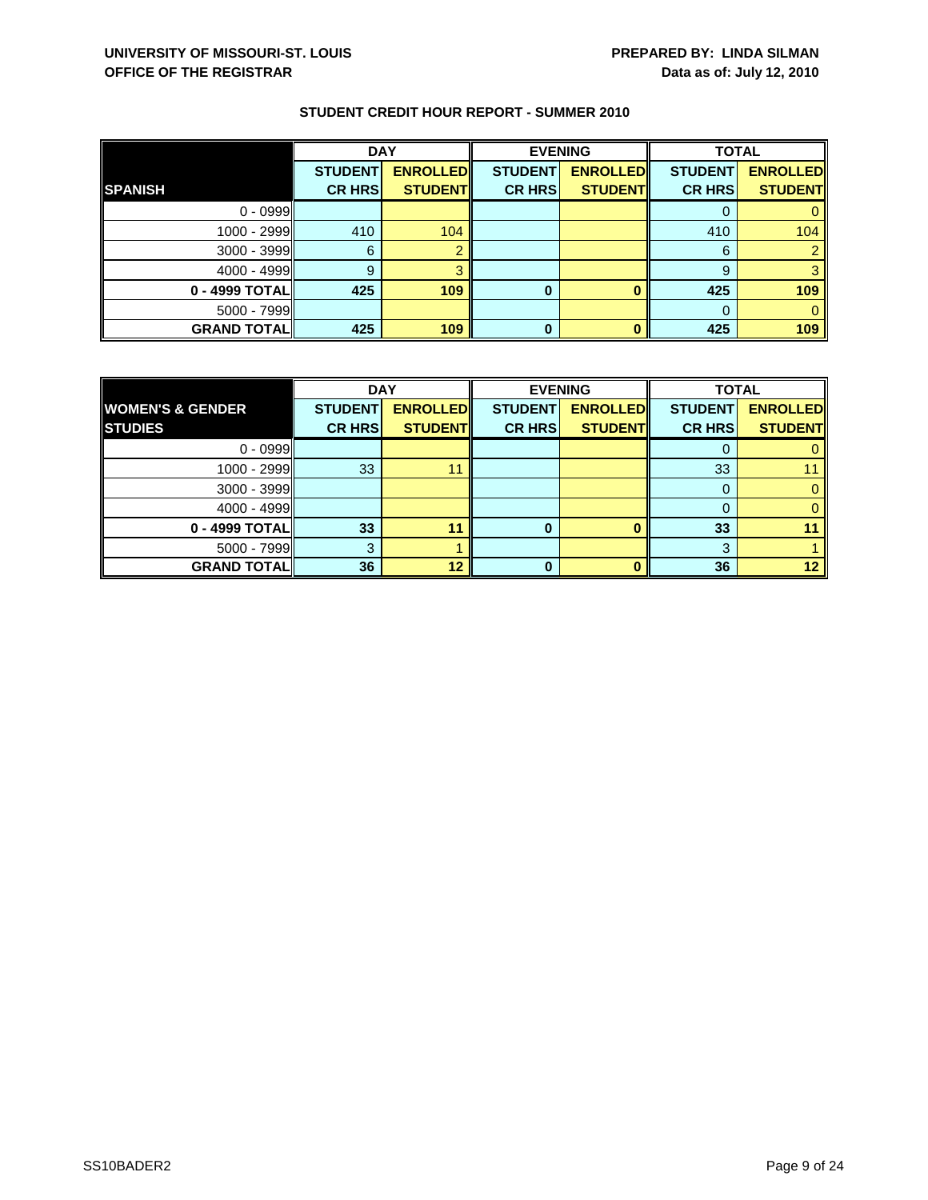**UNIVERSITY OF MISSOURI-ST. LOUIS**
**OFFICE OF THE REGISTRAR**

**PREPARED BY: LINDA SILMAN**
**Data as of: July 12, 2010**

## STUDENT CREDIT HOUR REPORT - SUMMER 2010

| | DAY | | EVENING | | TOTAL | |
|---|---|---|---|---|---|---|
| **SPANISH** | **STUDENT CR HRS** | **ENROLLED STUDENT** | **STUDENT CR HRS** | **ENROLLED STUDENT** | **STUDENT CR HRS** | **ENROLLED STUDENT** |
| 0 - 0999 | | | | | 0 | 0 |
| 1000 - 2999 | 410 | 104 | | | 410 | 104 |
| 3000 - 3999 | 6 | 2 | | | 6 | 2 |
| 4000 - 4999 | 9 | 3 | | | 9 | 3 |
| **0 - 4999 TOTAL** | **425** | **109** | **0** | **0** | **425** | **109** |
| 5000 - 7999 | | | | | 0 | 0 |
| **GRAND TOTAL** | **425** | **109** | **0** | **0** | **425** | **109** |

| | DAY | | EVENING | | TOTAL | |
|---|---|---|---|---|---|---|
| **WOMEN'S & GENDER STUDIES** | **STUDENT CR HRS** | **ENROLLED STUDENT** | **STUDENT CR HRS** | **ENROLLED STUDENT** | **STUDENT CR HRS** | **ENROLLED STUDENT** |
| 0 - 0999 | | | | | 0 | 0 |
| 1000 - 2999 | 33 | 11 | | | 33 | 11 |
| 3000 - 3999 | | | | | 0 | 0 |
| 4000 - 4999 | | | | | 0 | 0 |
| **0 - 4999 TOTAL** | **33** | **11** | **0** | **0** | **33** | **11** |
| 5000 - 7999 | 3 | 1 | | | 3 | 1 |
| **GRAND TOTAL** | **36** | **12** | **0** | **0** | **36** | **12** |

SS10BADER2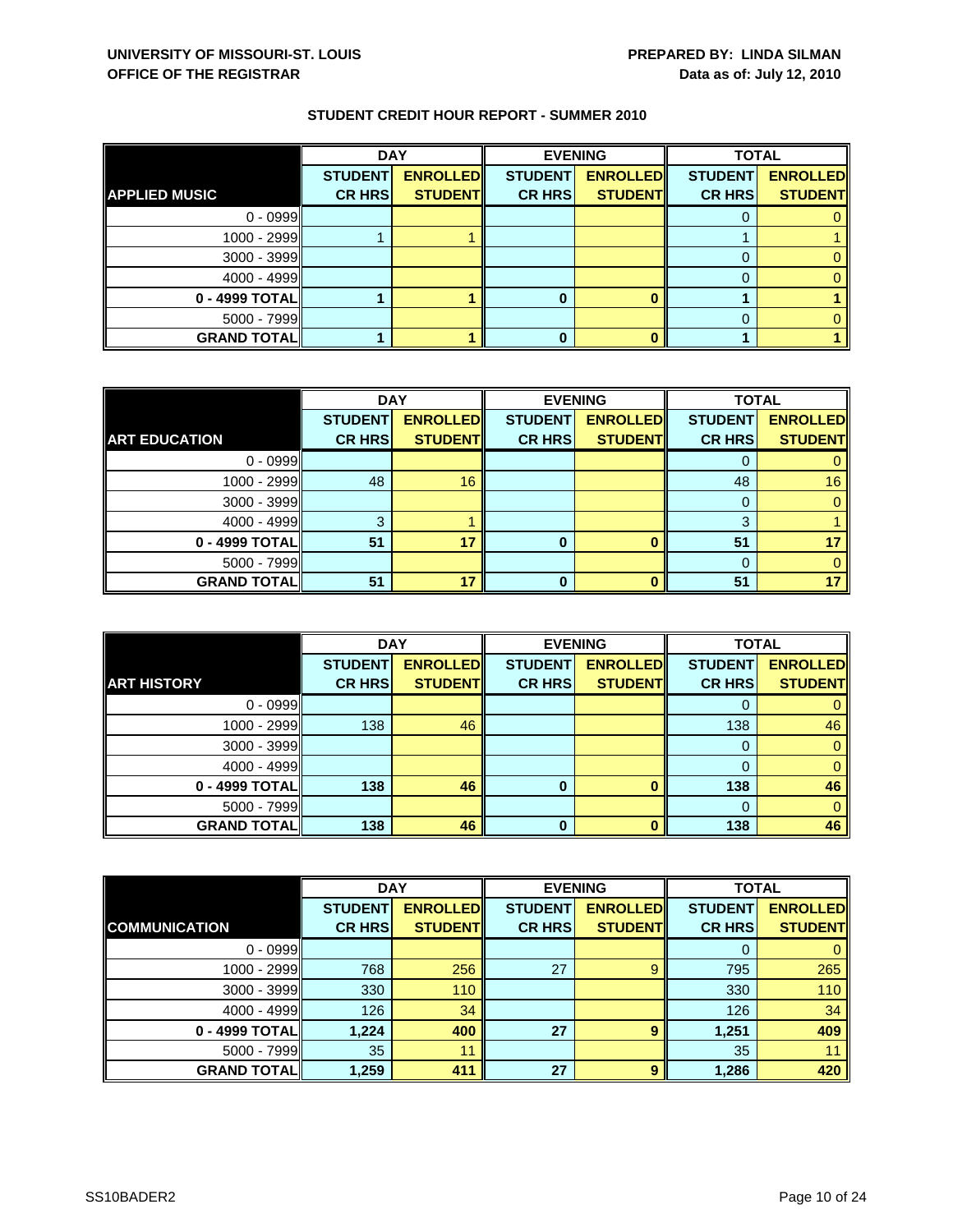**UNIVERSITY OF MISSOURI-ST. LOUIS**
**OFFICE OF THE REGISTRAR**

**PREPARED BY: LINDA SILMAN**
**Data as of: July 12, 2010**

## STUDENT CREDIT HOUR REPORT - SUMMER 2010

| | DAY | | EVENING | | TOTAL | |
|---|---|---|---|---|---|---|
| **APPLIED MUSIC** | **STUDENT CR HRS** | **ENROLLED STUDENT** | **STUDENT CR HRS** | **ENROLLED STUDENT** | **STUDENT CR HRS** | **ENROLLED STUDENT** |
| 0 - 0999 | | | | | 0 | 0 |
| 1000 - 2999 | 1 | 1 | | | 1 | 1 |
| 3000 - 3999 | | | | | 0 | 0 |
| 4000 - 4999 | | | | | 0 | 0 |
| **0 - 4999 TOTAL** | **1** | **1** | **0** | **0** | **1** | **1** |
| 5000 - 7999 | | | | | 0 | 0 |
| **GRAND TOTAL** | **1** | **1** | **0** | **0** | **1** | **1** |

| | DAY | | EVENING | | TOTAL | |
|---|---|---|---|---|---|---|
| **ART EDUCATION** | **STUDENT CR HRS** | **ENROLLED STUDENT** | **STUDENT CR HRS** | **ENROLLED STUDENT** | **STUDENT CR HRS** | **ENROLLED STUDENT** |
| 0 - 0999 | | | | | 0 | 0 |
| 1000 - 2999 | 48 | 16 | | | 48 | 16 |
| 3000 - 3999 | | | | | 0 | 0 |
| 4000 - 4999 | 3 | 1 | | | 3 | 1 |
| **0 - 4999 TOTAL** | **51** | **17** | **0** | **0** | **51** | **17** |
| 5000 - 7999 | | | | | 0 | 0 |
| **GRAND TOTAL** | **51** | **17** | **0** | **0** | **51** | **17** |

| | DAY | | EVENING | | TOTAL | |
|---|---|---|---|---|---|---|
| **ART HISTORY** | **STUDENT CR HRS** | **ENROLLED STUDENT** | **STUDENT CR HRS** | **ENROLLED STUDENT** | **STUDENT CR HRS** | **ENROLLED STUDENT** |
| 0 - 0999 | | | | | 0 | 0 |
| 1000 - 2999 | 138 | 46 | | | 138 | 46 |
| 3000 - 3999 | | | | | 0 | 0 |
| 4000 - 4999 | | | | | 0 | 0 |
| **0 - 4999 TOTAL** | **138** | **46** | **0** | **0** | **138** | **46** |
| 5000 - 7999 | | | | | 0 | 0 |
| **GRAND TOTAL** | **138** | **46** | **0** | **0** | **138** | **46** |

| | DAY | | EVENING | | TOTAL | |
|---|---|---|---|---|---|---|
| **COMMUNICATION** | **STUDENT CR HRS** | **ENROLLED STUDENT** | **STUDENT CR HRS** | **ENROLLED STUDENT** | **STUDENT CR HRS** | **ENROLLED STUDENT** |
| 0 - 0999 | | | | | 0 | 0 |
| 1000 - 2999 | 768 | 256 | 27 | 9 | 795 | 265 |
| 3000 - 3999 | 330 | 110 | | | 330 | 110 |
| 4000 - 4999 | 126 | 34 | | | 126 | 34 |
| **0 - 4999 TOTAL** | **1,224** | **400** | **27** | **9** | **1,251** | **409** |
| 5000 - 7999 | 35 | 11 | | | 35 | 11 |
| **GRAND TOTAL** | **1,259** | **411** | **27** | **9** | **1,286** | **420** |

SS10BADER2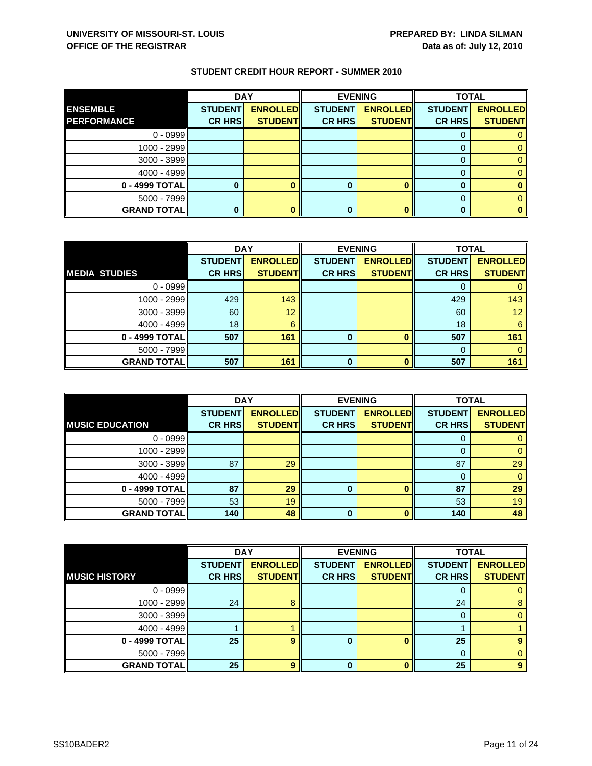**UNIVERSITY OF MISSOURI-ST. LOUIS**
**OFFICE OF THE REGISTRAR**

**PREPARED BY: LINDA SILMAN**
**Data as of: July 12, 2010**

## STUDENT CREDIT HOUR REPORT - SUMMER 2010

| | DAY | | EVENING | | TOTAL | |
|---|---|---|---|---|---|---|
| **ENSEMBLE PERFORMANCE** | **STUDENT CR HRS** | **ENROLLED STUDENT** | **STUDENT CR HRS** | **ENROLLED STUDENT** | **STUDENT CR HRS** | **ENROLLED STUDENT** |
| 0 - 0999 | | | | | 0 | 0 |
| 1000 - 2999 | | | | | 0 | 0 |
| 3000 - 3999 | | | | | 0 | 0 |
| 4000 - 4999 | | | | | 0 | 0 |
| **0 - 4999 TOTAL** | **0** | **0** | **0** | **0** | **0** | **0** |
| 5000 - 7999 | | | | | 0 | 0 |
| **GRAND TOTAL** | **0** | **0** | **0** | **0** | **0** | **0** |

| | DAY | | EVENING | | TOTAL | |
|---|---|---|---|---|---|---|
| **MEDIA STUDIES** | **STUDENT CR HRS** | **ENROLLED STUDENT** | **STUDENT CR HRS** | **ENROLLED STUDENT** | **STUDENT CR HRS** | **ENROLLED STUDENT** |
| 0 - 0999 | | | | | 0 | 0 |
| 1000 - 2999 | 429 | 143 | | | 429 | 143 |
| 3000 - 3999 | 60 | 12 | | | 60 | 12 |
| 4000 - 4999 | 18 | 6 | | | 18 | 6 |
| **0 - 4999 TOTAL** | **507** | **161** | **0** | **0** | **507** | **161** |
| 5000 - 7999 | | | | | 0 | 0 |
| **GRAND TOTAL** | **507** | **161** | **0** | **0** | **507** | **161** |

| | DAY | | EVENING | | TOTAL | |
|---|---|---|---|---|---|---|
| **MUSIC EDUCATION** | **STUDENT CR HRS** | **ENROLLED STUDENT** | **STUDENT CR HRS** | **ENROLLED STUDENT** | **STUDENT CR HRS** | **ENROLLED STUDENT** |
| 0 - 0999 | | | | | 0 | 0 |
| 1000 - 2999 | | | | | 0 | 0 |
| 3000 - 3999 | 87 | 29 | | | 87 | 29 |
| 4000 - 4999 | | | | | 0 | 0 |
| **0 - 4999 TOTAL** | **87** | **29** | **0** | **0** | **87** | **29** |
| 5000 - 7999 | 53 | 19 | | | 53 | 19 |
| **GRAND TOTAL** | **140** | **48** | **0** | **0** | **140** | **48** |

| | DAY | | EVENING | | TOTAL | |
|---|---|---|---|---|---|---|
| **MUSIC HISTORY** | **STUDENT CR HRS** | **ENROLLED STUDENT** | **STUDENT CR HRS** | **ENROLLED STUDENT** | **STUDENT CR HRS** | **ENROLLED STUDENT** |
| 0 - 0999 | | | | | 0 | 0 |
| 1000 - 2999 | 24 | 8 | | | 24 | 8 |
| 3000 - 3999 | | | | | 0 | 0 |
| 4000 - 4999 | 1 | 1 | | | 1 | 1 |
| **0 - 4999 TOTAL** | **25** | **9** | **0** | **0** | **25** | **9** |
| 5000 - 7999 | | | | | 0 | 0 |
| **GRAND TOTAL** | **25** | **9** | **0** | **0** | **25** | **9** |

SS10BADER2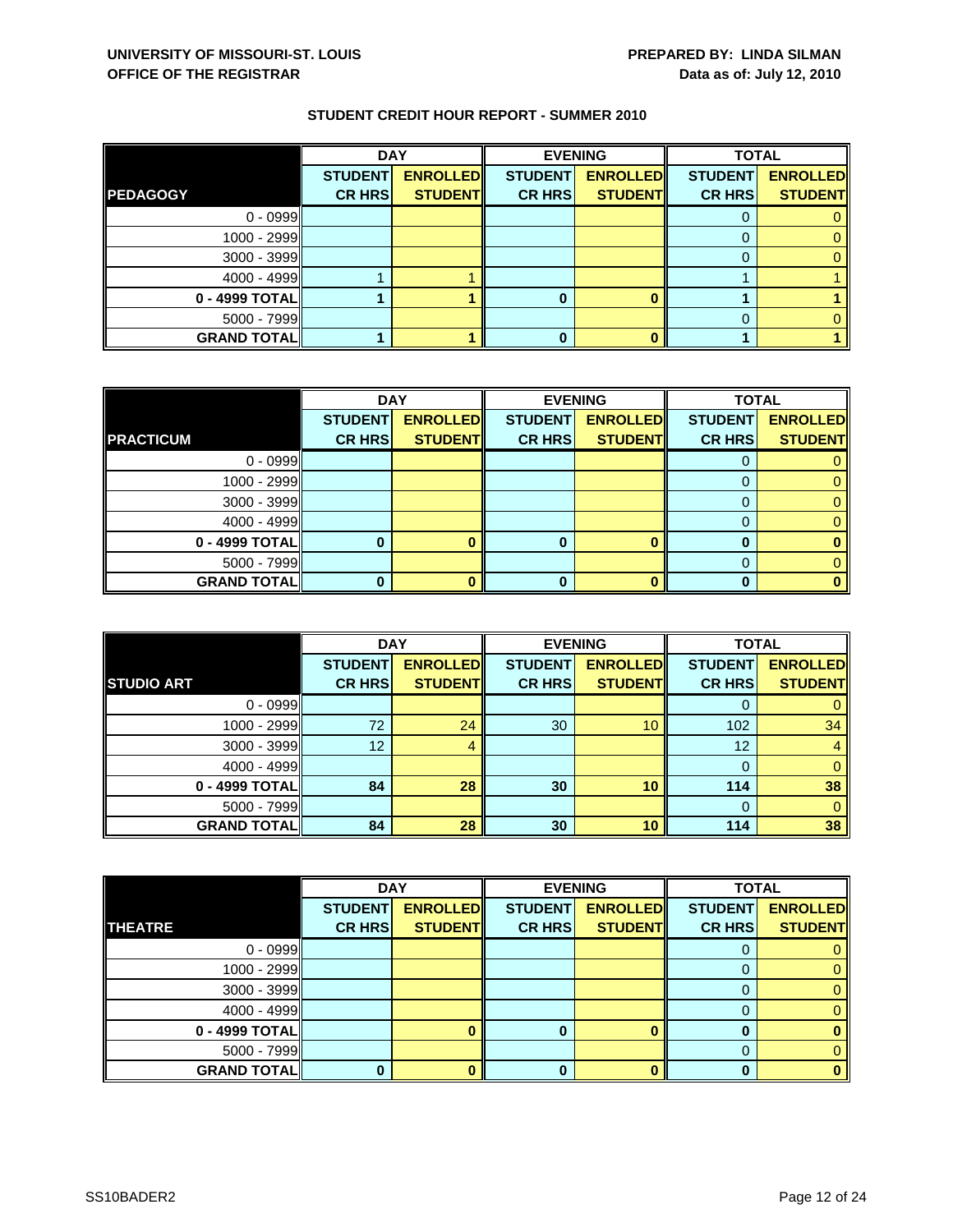**UNIVERSITY OF MISSOURI-ST. LOUIS**
**OFFICE OF THE REGISTRAR**

**PREPARED BY: LINDA SILMAN**
**Data as of: July 12, 2010**

## STUDENT CREDIT HOUR REPORT - SUMMER 2010

| | DAY | | EVENING | | TOTAL | |
|---|---|---|---|---|---|---|
| **PEDAGOGY** | **STUDENT CR HRS** | **ENROLLED STUDENT** | **STUDENT CR HRS** | **ENROLLED STUDENT** | **STUDENT CR HRS** | **ENROLLED STUDENT** |
| 0 - 0999 | | | | | 0 | 0 |
| 1000 - 2999 | | | | | 0 | 0 |
| 3000 - 3999 | | | | | 0 | 0 |
| 4000 - 4999 | 1 | 1 | | | 1 | 1 |
| **0 - 4999 TOTAL** | **1** | **1** | **0** | **0** | **1** | **1** |
| 5000 - 7999 | | | | | 0 | 0 |
| **GRAND TOTAL** | **1** | **1** | **0** | **0** | **1** | **1** |

| | DAY | | EVENING | | TOTAL | |
|---|---|---|---|---|---|---|
| **PRACTICUM** | **STUDENT CR HRS** | **ENROLLED STUDENT** | **STUDENT CR HRS** | **ENROLLED STUDENT** | **STUDENT CR HRS** | **ENROLLED STUDENT** |
| 0 - 0999 | | | | | 0 | 0 |
| 1000 - 2999 | | | | | 0 | 0 |
| 3000 - 3999 | | | | | 0 | 0 |
| 4000 - 4999 | | | | | 0 | 0 |
| **0 - 4999 TOTAL** | **0** | **0** | **0** | **0** | **0** | **0** |
| 5000 - 7999 | | | | | 0 | 0 |
| **GRAND TOTAL** | **0** | **0** | **0** | **0** | **0** | **0** |

| | DAY | | EVENING | | TOTAL | |
|---|---|---|---|---|---|---|
| **STUDIO ART** | **STUDENT CR HRS** | **ENROLLED STUDENT** | **STUDENT CR HRS** | **ENROLLED STUDENT** | **STUDENT CR HRS** | **ENROLLED STUDENT** |
| 0 - 0999 | | | | | 0 | 0 |
| 1000 - 2999 | 72 | 24 | 30 | 10 | 102 | 34 |
| 3000 - 3999 | 12 | 4 | | | 12 | 4 |
| 4000 - 4999 | | | | | 0 | 0 |
| **0 - 4999 TOTAL** | **84** | **28** | **30** | **10** | **114** | **38** |
| 5000 - 7999 | | | | | 0 | 0 |
| **GRAND TOTAL** | **84** | **28** | **30** | **10** | **114** | **38** |

| | DAY | | EVENING | | TOTAL | |
|---|---|---|---|---|---|---|
| **THEATRE** | **STUDENT CR HRS** | **ENROLLED STUDENT** | **STUDENT CR HRS** | **ENROLLED STUDENT** | **STUDENT CR HRS** | **ENROLLED STUDENT** |
| 0 - 0999 | | | | | 0 | 0 |
| 1000 - 2999 | | | | | 0 | 0 |
| 3000 - 3999 | | | | | 0 | 0 |
| 4000 - 4999 | | | | | 0 | 0 |
| **0 - 4999 TOTAL** | | **0** | **0** | **0** | **0** | **0** |
| 5000 - 7999 | | | | | 0 | 0 |
| **GRAND TOTAL** | **0** | **0** | **0** | **0** | **0** | **0** |

SS10BADER2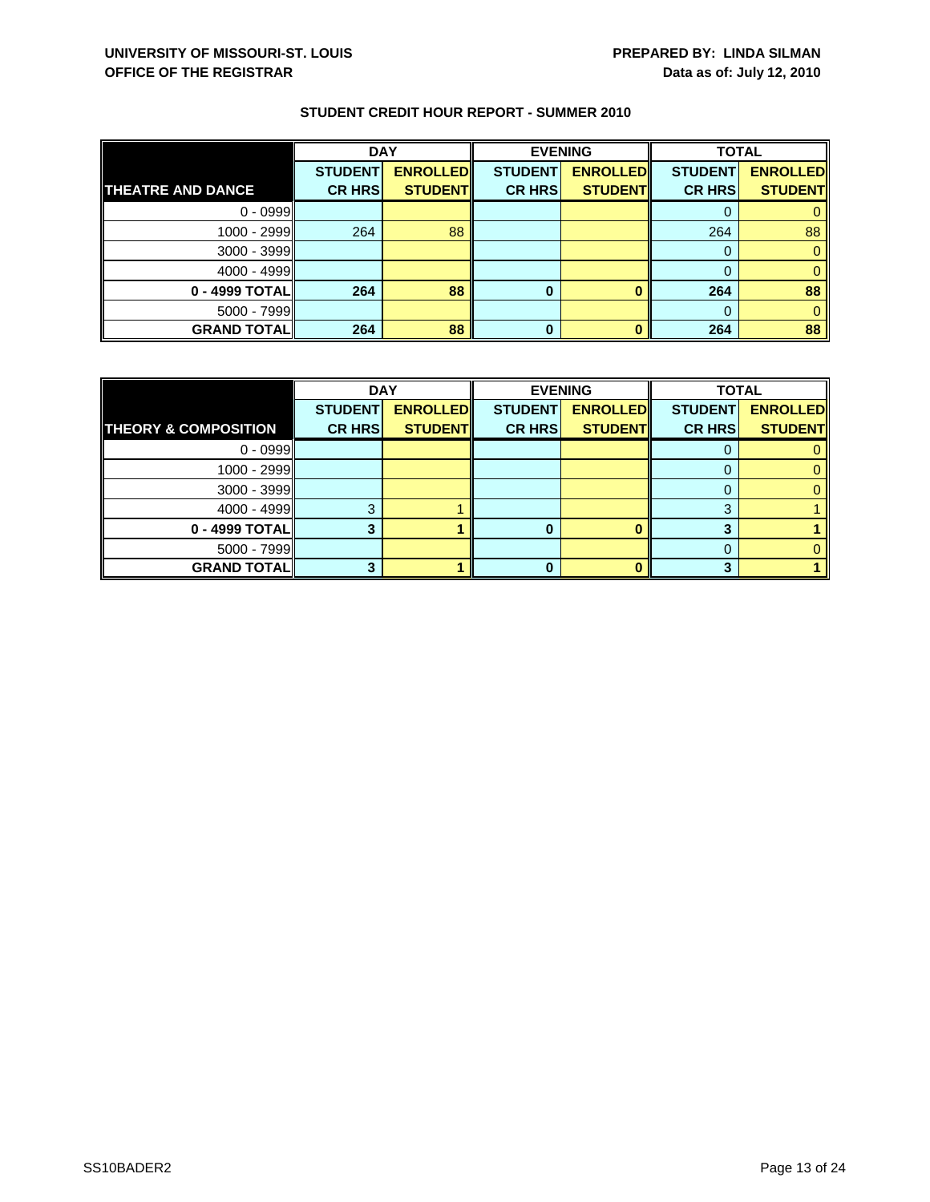**UNIVERSITY OF MISSOURI-ST. LOUIS**
**OFFICE OF THE REGISTRAR**

**PREPARED BY: LINDA SILMAN**
**Data as of: July 12, 2010**

### STUDENT CREDIT HOUR REPORT - SUMMER 2010

| | DAY | | EVENING | | TOTAL | |
|---|---|---|---|---|---|---|
| **THEATRE AND DANCE** | **STUDENT CR HRS** | **ENROLLED STUDENT** | **STUDENT CR HRS** | **ENROLLED STUDENT** | **STUDENT CR HRS** | **ENROLLED STUDENT** |
| 0 - 0999 | | | | | 0 | 0 |
| 1000 - 2999 | 264 | 88 | | | 264 | 88 |
| 3000 - 3999 | | | | | 0 | 0 |
| 4000 - 4999 | | | | | 0 | 0 |
| **0 - 4999 TOTAL** | **264** | **88** | **0** | **0** | **264** | **88** |
| 5000 - 7999 | | | | | 0 | 0 |
| **GRAND TOTAL** | **264** | **88** | **0** | **0** | **264** | **88** |

| | DAY | | EVENING | | TOTAL | |
|---|---|---|---|---|---|---|
| **THEORY & COMPOSITION** | **STUDENT CR HRS** | **ENROLLED STUDENT** | **STUDENT CR HRS** | **ENROLLED STUDENT** | **STUDENT CR HRS** | **ENROLLED STUDENT** |
| 0 - 0999 | | | | | 0 | 0 |
| 1000 - 2999 | | | | | 0 | 0 |
| 3000 - 3999 | | | | | 0 | 0 |
| 4000 - 4999 | 3 | 1 | | | 3 | 1 |
| **0 - 4999 TOTAL** | **3** | **1** | **0** | **0** | **3** | **1** |
| 5000 - 7999 | | | | | 0 | 0 |
| **GRAND TOTAL** | **3** | **1** | **0** | **0** | **3** | **1** |

SS10BADER2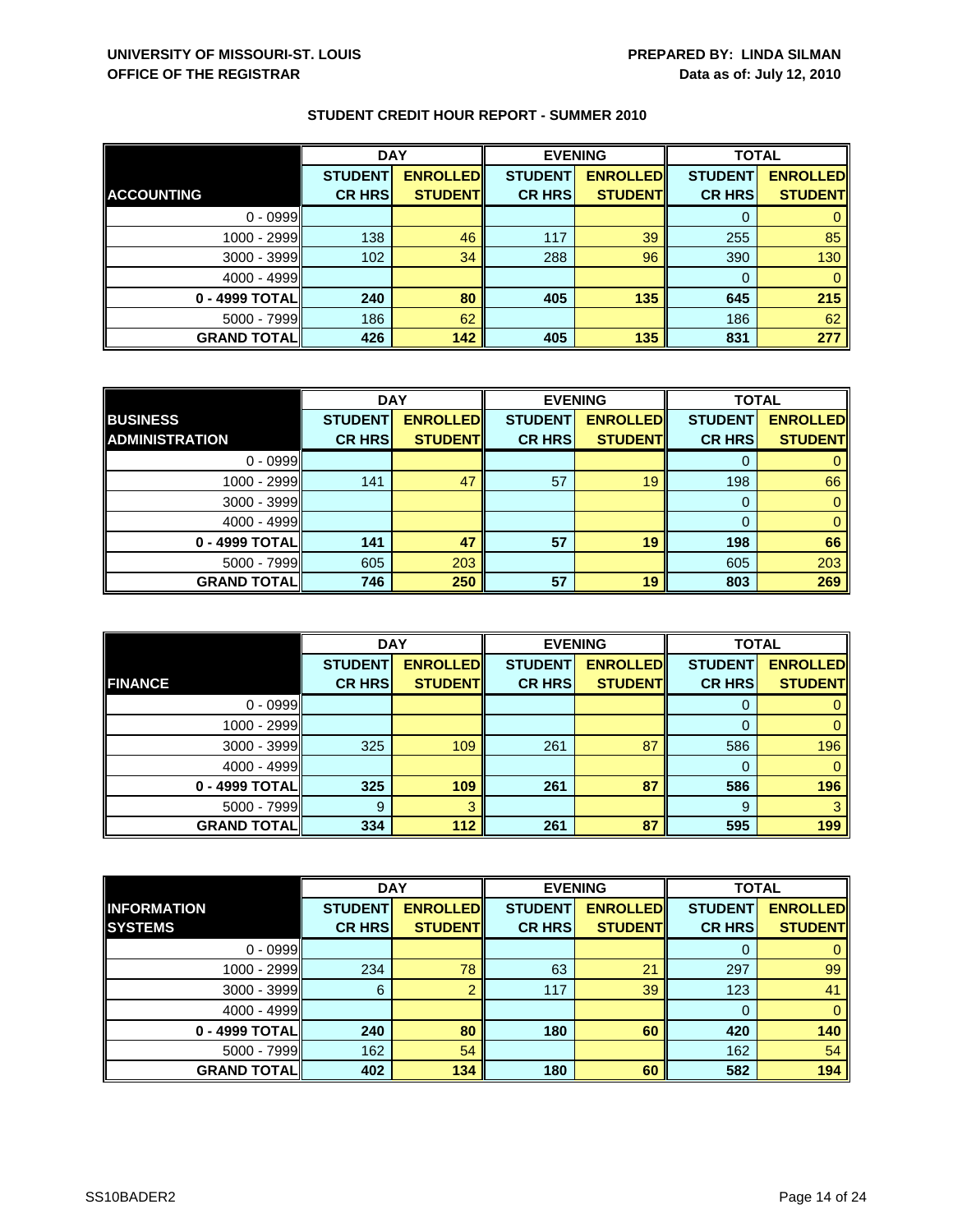**UNIVERSITY OF MISSOURI-ST. LOUIS**
**OFFICE OF THE REGISTRAR**

**PREPARED BY: LINDA SILMAN**
**Data as of: July 12, 2010**

## STUDENT CREDIT HOUR REPORT - SUMMER 2010

| | DAY | | EVENING | | TOTAL | |
|---|---|---|---|---|---|---|
| **ACCOUNTING** | **STUDENT CR HRS** | **ENROLLED STUDENT** | **STUDENT CR HRS** | **ENROLLED STUDENT** | **STUDENT CR HRS** | **ENROLLED STUDENT** |
| 0 - 0999 | | | | | 0 | 0 |
| 1000 - 2999 | 138 | 46 | 117 | 39 | 255 | 85 |
| 3000 - 3999 | 102 | 34 | 288 | 96 | 390 | 130 |
| 4000 - 4999 | | | | | 0 | 0 |
| **0 - 4999 TOTAL** | **240** | **80** | **405** | **135** | **645** | **215** |
| 5000 - 7999 | 186 | 62 | | | 186 | 62 |
| **GRAND TOTAL** | **426** | **142** | **405** | **135** | **831** | **277** |

| | DAY | | EVENING | | TOTAL | |
|---|---|---|---|---|---|---|
| **BUSINESS ADMINISTRATION** | **STUDENT CR HRS** | **ENROLLED STUDENT** | **STUDENT CR HRS** | **ENROLLED STUDENT** | **STUDENT CR HRS** | **ENROLLED STUDENT** |
| 0 - 0999 | | | | | 0 | 0 |
| 1000 - 2999 | 141 | 47 | 57 | 19 | 198 | 66 |
| 3000 - 3999 | | | | | 0 | 0 |
| 4000 - 4999 | | | | | 0 | 0 |
| **0 - 4999 TOTAL** | **141** | **47** | **57** | **19** | **198** | **66** |
| 5000 - 7999 | 605 | 203 | | | 605 | 203 |
| **GRAND TOTAL** | **746** | **250** | **57** | **19** | **803** | **269** |

| | DAY | | EVENING | | TOTAL | |
|---|---|---|---|---|---|---|
| **FINANCE** | **STUDENT CR HRS** | **ENROLLED STUDENT** | **STUDENT CR HRS** | **ENROLLED STUDENT** | **STUDENT CR HRS** | **ENROLLED STUDENT** |
| 0 - 0999 | | | | | 0 | 0 |
| 1000 - 2999 | | | | | 0 | 0 |
| 3000 - 3999 | 325 | 109 | 261 | 87 | 586 | 196 |
| 4000 - 4999 | | | | | 0 | 0 |
| **0 - 4999 TOTAL** | **325** | **109** | **261** | **87** | **586** | **196** |
| 5000 - 7999 | 9 | 3 | | | 9 | 3 |
| **GRAND TOTAL** | **334** | **112** | **261** | **87** | **595** | **199** |

| | DAY | | EVENING | | TOTAL | |
|---|---|---|---|---|---|---|
| **INFORMATION SYSTEMS** | **STUDENT CR HRS** | **ENROLLED STUDENT** | **STUDENT CR HRS** | **ENROLLED STUDENT** | **STUDENT CR HRS** | **ENROLLED STUDENT** |
| 0 - 0999 | | | | | 0 | 0 |
| 1000 - 2999 | 234 | 78 | 63 | 21 | 297 | 99 |
| 3000 - 3999 | 6 | 2 | 117 | 39 | 123 | 41 |
| 4000 - 4999 | | | | | 0 | 0 |
| **0 - 4999 TOTAL** | **240** | **80** | **180** | **60** | **420** | **140** |
| 5000 - 7999 | 162 | 54 | | | 162 | 54 |
| **GRAND TOTAL** | **402** | **134** | **180** | **60** | **582** | **194** |

SS10BADER2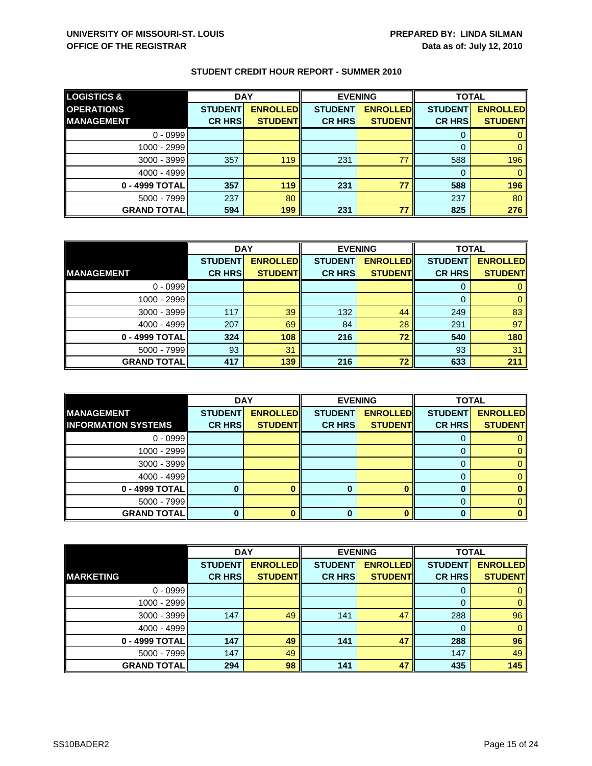**UNIVERSITY OF MISSOURI-ST. LOUIS**
**OFFICE OF THE REGISTRAR**

**PREPARED BY: LINDA SILMAN**
**Data as of: July 12, 2010**

## STUDENT CREDIT HOUR REPORT - SUMMER 2010

| LOGISTICS & OPERATIONS MANAGEMENT | DAY | | EVENING | | TOTAL | |
|---|---|---|---|---|---|---|
| | STUDENT CR HRS | ENROLLED STUDENT | STUDENT CR HRS | ENROLLED STUDENT | STUDENT CR HRS | ENROLLED STUDENT |
| 0 - 0999 | | | | | 0 | 0 |
| 1000 - 2999 | | | | | 0 | 0 |
| 3000 - 3999 | 357 | 119 | 231 | 77 | 588 | 196 |
| 4000 - 4999 | | | | | 0 | 0 |
| **0 - 4999 TOTAL** | **357** | **119** | **231** | **77** | **588** | **196** |
| 5000 - 7999 | 237 | 80 | | | 237 | 80 |
| **GRAND TOTAL** | **594** | **199** | **231** | **77** | **825** | **276** |

| MANAGEMENT | DAY | | EVENING | | TOTAL | |
|---|---|---|---|---|---|---|
| | STUDENT CR HRS | ENROLLED STUDENT | STUDENT CR HRS | ENROLLED STUDENT | STUDENT CR HRS | ENROLLED STUDENT |
| 0 - 0999 | | | | | 0 | 0 |
| 1000 - 2999 | | | | | 0 | 0 |
| 3000 - 3999 | 117 | 39 | 132 | 44 | 249 | 83 |
| 4000 - 4999 | 207 | 69 | 84 | 28 | 291 | 97 |
| **0 - 4999 TOTAL** | **324** | **108** | **216** | **72** | **540** | **180** |
| 5000 - 7999 | 93 | 31 | | | 93 | 31 |
| **GRAND TOTAL** | **417** | **139** | **216** | **72** | **633** | **211** |

| MANAGEMENT INFORMATION SYSTEMS | DAY | | EVENING | | TOTAL | |
|---|---|---|---|---|---|---|
| | STUDENT CR HRS | ENROLLED STUDENT | STUDENT CR HRS | ENROLLED STUDENT | STUDENT CR HRS | ENROLLED STUDENT |
| 0 - 0999 | | | | | 0 | 0 |
| 1000 - 2999 | | | | | 0 | 0 |
| 3000 - 3999 | | | | | 0 | 0 |
| 4000 - 4999 | | | | | 0 | 0 |
| **0 - 4999 TOTAL** | **0** | **0** | **0** | **0** | **0** | **0** |
| 5000 - 7999 | | | | | 0 | 0 |
| **GRAND TOTAL** | **0** | **0** | **0** | **0** | **0** | **0** |

| MARKETING | DAY | | EVENING | | TOTAL | |
|---|---|---|---|---|---|---|
| | STUDENT CR HRS | ENROLLED STUDENT | STUDENT CR HRS | ENROLLED STUDENT | STUDENT CR HRS | ENROLLED STUDENT |
| 0 - 0999 | | | | | 0 | 0 |
| 1000 - 2999 | | | | | 0 | 0 |
| 3000 - 3999 | 147 | 49 | 141 | 47 | 288 | 96 |
| 4000 - 4999 | | | | | 0 | 0 |
| **0 - 4999 TOTAL** | **147** | **49** | **141** | **47** | **288** | **96** |
| 5000 - 7999 | 147 | 49 | | | 147 | 49 |
| **GRAND TOTAL** | **294** | **98** | **141** | **47** | **435** | **145** |

SS10BADER2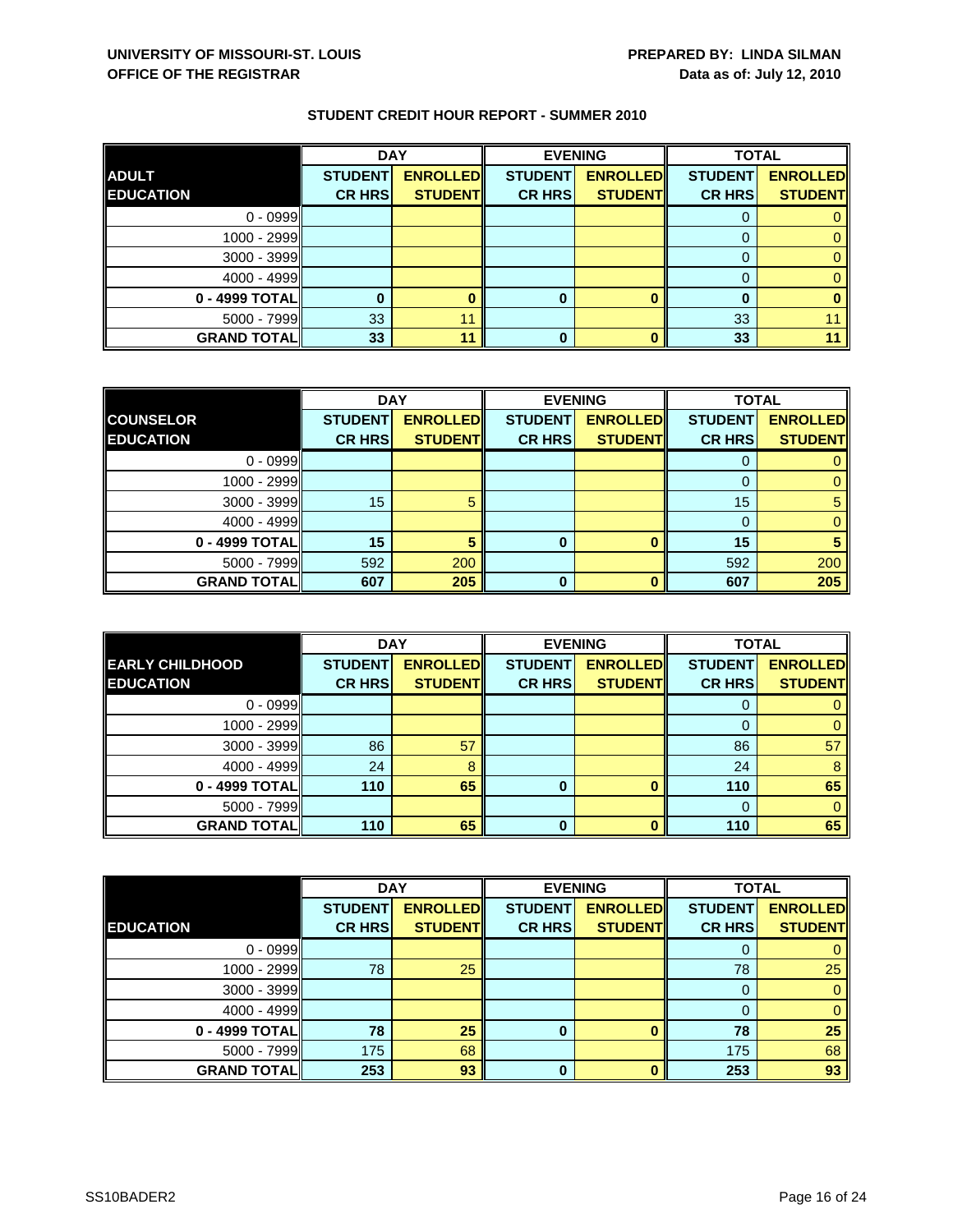UNIVERSITY OF MISSOURI-ST. LOUIS
OFFICE OF THE REGISTRAR

PREPARED BY: LINDA SILMAN
Data as of: July 12, 2010

## STUDENT CREDIT HOUR REPORT - SUMMER 2010

| ADULT EDUCATION | DAY | | EVENING | | TOTAL | |
|---|---|---|---|---|---|---|
| | STUDENT CR HRS | ENROLLED STUDENT | STUDENT CR HRS | ENROLLED STUDENT | STUDENT CR HRS | ENROLLED STUDENT |
| 0 - 0999 | | | | | 0 | 0 |
| 1000 - 2999 | | | | | 0 | 0 |
| 3000 - 3999 | | | | | 0 | 0 |
| 4000 - 4999 | | | | | 0 | 0 |
| 0 - 4999 TOTAL | 0 | 0 | 0 | 0 | 0 | 0 |
| 5000 - 7999 | 33 | 11 | | | 33 | 11 |
| GRAND TOTAL | 33 | 11 | 0 | 0 | 33 | 11 |

| COUNSELOR EDUCATION | DAY | | EVENING | | TOTAL | |
|---|---|---|---|---|---|---|
| | STUDENT CR HRS | ENROLLED STUDENT | STUDENT CR HRS | ENROLLED STUDENT | STUDENT CR HRS | ENROLLED STUDENT |
| 0 - 0999 | | | | | 0 | 0 |
| 1000 - 2999 | | | | | 0 | 0 |
| 3000 - 3999 | 15 | 5 | | | 15 | 5 |
| 4000 - 4999 | | | | | 0 | 0 |
| 0 - 4999 TOTAL | 15 | 5 | 0 | 0 | 15 | 5 |
| 5000 - 7999 | 592 | 200 | | | 592 | 200 |
| GRAND TOTAL | 607 | 205 | 0 | 0 | 607 | 205 |

| EARLY CHILDHOOD EDUCATION | DAY | | EVENING | | TOTAL | |
|---|---|---|---|---|---|---|
| | STUDENT CR HRS | ENROLLED STUDENT | STUDENT CR HRS | ENROLLED STUDENT | STUDENT CR HRS | ENROLLED STUDENT |
| 0 - 0999 | | | | | 0 | 0 |
| 1000 - 2999 | | | | | 0 | 0 |
| 3000 - 3999 | 86 | 57 | | | 86 | 57 |
| 4000 - 4999 | 24 | 8 | | | 24 | 8 |
| 0 - 4999 TOTAL | 110 | 65 | 0 | 0 | 110 | 65 |
| 5000 - 7999 | | | | | 0 | 0 |
| GRAND TOTAL | 110 | 65 | 0 | 0 | 110 | 65 |

| EDUCATION | DAY | | EVENING | | TOTAL | |
|---|---|---|---|---|---|---|
| | STUDENT CR HRS | ENROLLED STUDENT | STUDENT CR HRS | ENROLLED STUDENT | STUDENT CR HRS | ENROLLED STUDENT |
| 0 - 0999 | | | | | 0 | 0 |
| 1000 - 2999 | 78 | 25 | | | 78 | 25 |
| 3000 - 3999 | | | | | 0 | 0 |
| 4000 - 4999 | | | | | 0 | 0 |
| 0 - 4999 TOTAL | 78 | 25 | 0 | 0 | 78 | 25 |
| 5000 - 7999 | 175 | 68 | | | 175 | 68 |
| GRAND TOTAL | 253 | 93 | 0 | 0 | 253 | 93 |

SS10BADER2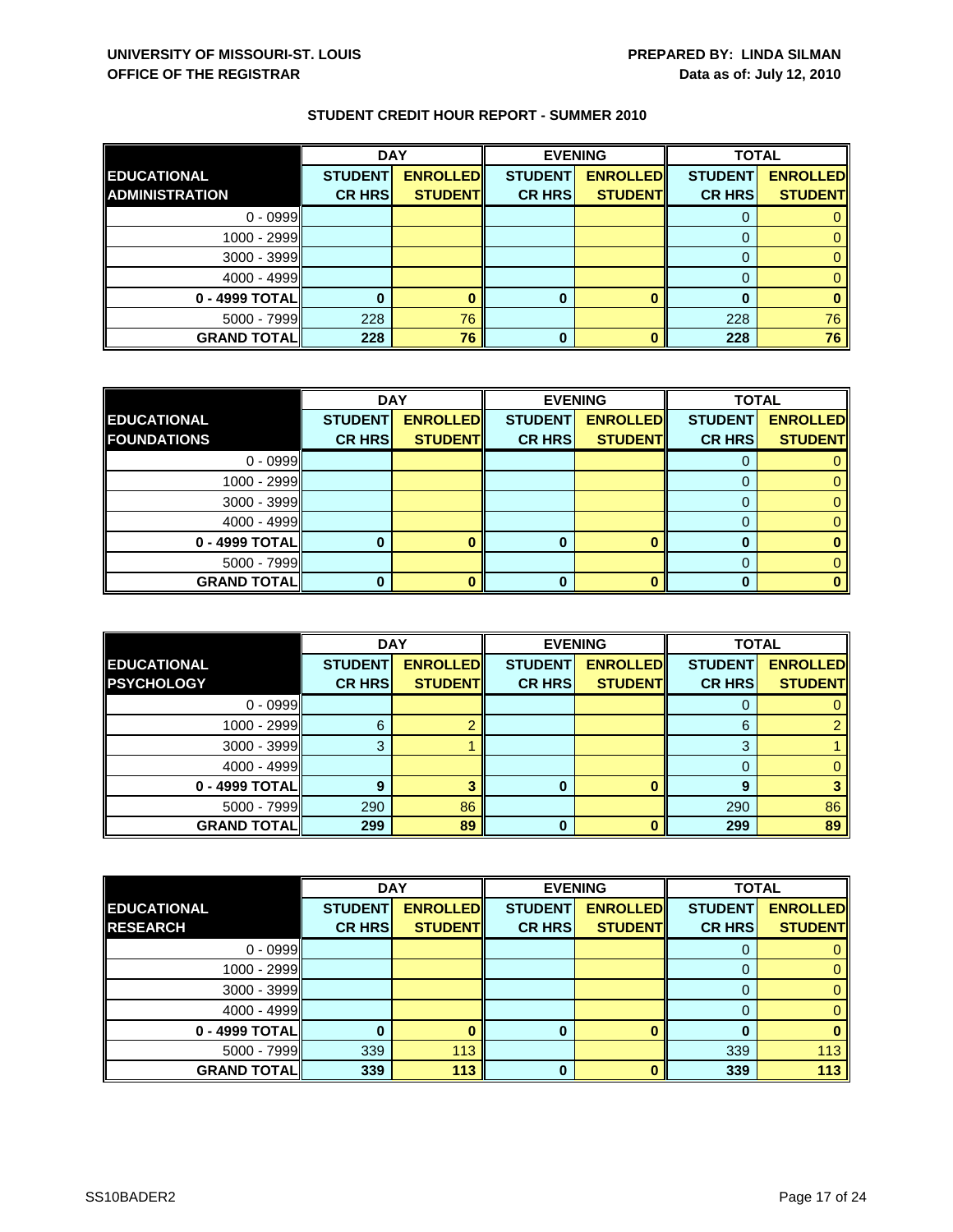**UNIVERSITY OF MISSOURI-ST. LOUIS**
**OFFICE OF THE REGISTRAR**

**PREPARED BY: LINDA SILMAN**
**Data as of: July 12, 2010**

## STUDENT CREDIT HOUR REPORT - SUMMER 2010

| | DAY | | EVENING | | TOTAL | |
|---|---|---|---|---|---|---|
| **EDUCATIONAL ADMINISTRATION** | **STUDENT CR HRS** | **ENROLLED STUDENT** | **STUDENT CR HRS** | **ENROLLED STUDENT** | **STUDENT CR HRS** | **ENROLLED STUDENT** |
| 0 - 0999 | | | | | 0 | 0 |
| 1000 - 2999 | | | | | 0 | 0 |
| 3000 - 3999 | | | | | 0 | 0 |
| 4000 - 4999 | | | | | 0 | 0 |
| **0 - 4999 TOTAL** | **0** | **0** | **0** | **0** | **0** | **0** |
| 5000 - 7999 | 228 | 76 | | | 228 | 76 |
| **GRAND TOTAL** | **228** | **76** | **0** | **0** | **228** | **76** |

| | DAY | | EVENING | | TOTAL | |
|---|---|---|---|---|---|---|
| **EDUCATIONAL FOUNDATIONS** | **STUDENT CR HRS** | **ENROLLED STUDENT** | **STUDENT CR HRS** | **ENROLLED STUDENT** | **STUDENT CR HRS** | **ENROLLED STUDENT** |
| 0 - 0999 | | | | | 0 | 0 |
| 1000 - 2999 | | | | | 0 | 0 |
| 3000 - 3999 | | | | | 0 | 0 |
| 4000 - 4999 | | | | | 0 | 0 |
| **0 - 4999 TOTAL** | **0** | **0** | **0** | **0** | **0** | **0** |
| 5000 - 7999 | | | | | 0 | 0 |
| **GRAND TOTAL** | **0** | **0** | **0** | **0** | **0** | **0** |

| | DAY | | EVENING | | TOTAL | |
|---|---|---|---|---|---|---|
| **EDUCATIONAL PSYCHOLOGY** | **STUDENT CR HRS** | **ENROLLED STUDENT** | **STUDENT CR HRS** | **ENROLLED STUDENT** | **STUDENT CR HRS** | **ENROLLED STUDENT** |
| 0 - 0999 | | | | | 0 | 0 |
| 1000 - 2999 | 6 | 2 | | | 6 | 2 |
| 3000 - 3999 | 3 | 1 | | | 3 | 1 |
| 4000 - 4999 | | | | | 0 | 0 |
| **0 - 4999 TOTAL** | **9** | **3** | **0** | **0** | **9** | **3** |
| 5000 - 7999 | 290 | 86 | | | 290 | 86 |
| **GRAND TOTAL** | **299** | **89** | **0** | **0** | **299** | **89** |

| | DAY | | EVENING | | TOTAL | |
|---|---|---|---|---|---|---|
| **EDUCATIONAL RESEARCH** | **STUDENT CR HRS** | **ENROLLED STUDENT** | **STUDENT CR HRS** | **ENROLLED STUDENT** | **STUDENT CR HRS** | **ENROLLED STUDENT** |
| 0 - 0999 | | | | | 0 | 0 |
| 1000 - 2999 | | | | | 0 | 0 |
| 3000 - 3999 | | | | | 0 | 0 |
| 4000 - 4999 | | | | | 0 | 0 |
| **0 - 4999 TOTAL** | **0** | **0** | **0** | **0** | **0** | **0** |
| 5000 - 7999 | 339 | 113 | | | 339 | 113 |
| **GRAND TOTAL** | **339** | **113** | **0** | **0** | **339** | **113** |

SS10BADER2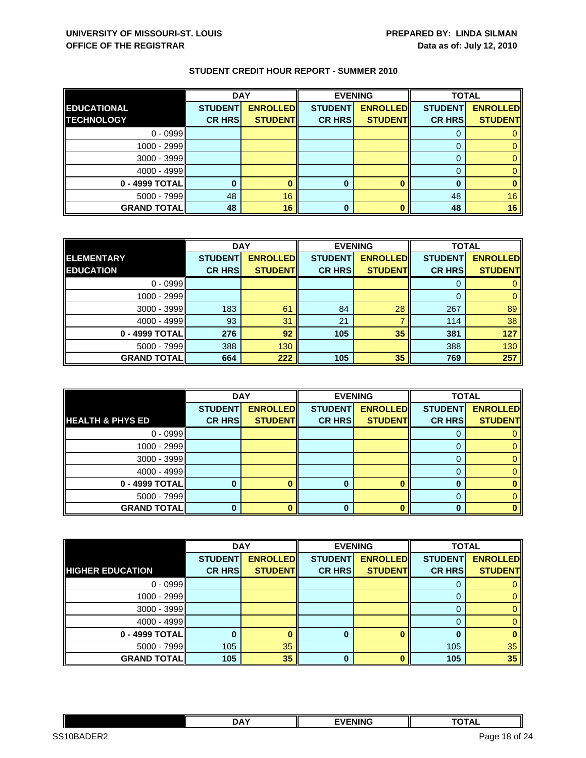**UNIVERSITY OF MISSOURI-ST. LOUIS**
**OFFICE OF THE REGISTRAR**

**PREPARED BY: LINDA SILMAN**
**Data as of: July 12, 2010**

## STUDENT CREDIT HOUR REPORT - SUMMER 2010

| | DAY | | EVENING | | TOTAL | |
|---|---|---|---|---|---|---|
| **EDUCATIONAL TECHNOLOGY** | **STUDENT CR HRS** | **ENROLLED STUDENT** | **STUDENT CR HRS** | **ENROLLED STUDENT** | **STUDENT CR HRS** | **ENROLLED STUDENT** |
| 0 - 0999 | | | | | 0 | 0 |
| 1000 - 2999 | | | | | 0 | 0 |
| 3000 - 3999 | | | | | 0 | 0 |
| 4000 - 4999 | | | | | 0 | 0 |
| **0 - 4999 TOTAL** | **0** | **0** | **0** | **0** | **0** | **0** |
| 5000 - 7999 | 48 | 16 | | | 48 | 16 |
| **GRAND TOTAL** | **48** | **16** | **0** | **0** | **48** | **16** |

| | DAY | | EVENING | | TOTAL | |
|---|---|---|---|---|---|---|
| **ELEMENTARY EDUCATION** | **STUDENT CR HRS** | **ENROLLED STUDENT** | **STUDENT CR HRS** | **ENROLLED STUDENT** | **STUDENT CR HRS** | **ENROLLED STUDENT** |
| 0 - 0999 | | | | | 0 | 0 |
| 1000 - 2999 | | | | | 0 | 0 |
| 3000 - 3999 | 183 | 61 | 84 | 28 | 267 | 89 |
| 4000 - 4999 | 93 | 31 | 21 | 7 | 114 | 38 |
| **0 - 4999 TOTAL** | **276** | **92** | **105** | **35** | **381** | **127** |
| 5000 - 7999 | 388 | 130 | | | 388 | 130 |
| **GRAND TOTAL** | **664** | **222** | **105** | **35** | **769** | **257** |

| | DAY | | EVENING | | TOTAL | |
|---|---|---|---|---|---|---|
| **HEALTH & PHYS ED** | **STUDENT CR HRS** | **ENROLLED STUDENT** | **STUDENT CR HRS** | **ENROLLED STUDENT** | **STUDENT CR HRS** | **ENROLLED STUDENT** |
| 0 - 0999 | | | | | 0 | 0 |
| 1000 - 2999 | | | | | 0 | 0 |
| 3000 - 3999 | | | | | 0 | 0 |
| 4000 - 4999 | | | | | 0 | 0 |
| **0 - 4999 TOTAL** | **0** | **0** | **0** | **0** | **0** | **0** |
| 5000 - 7999 | | | | | 0 | 0 |
| **GRAND TOTAL** | **0** | **0** | **0** | **0** | **0** | **0** |

| | DAY | | EVENING | | TOTAL | |
|---|---|---|---|---|---|---|
| **HIGHER EDUCATION** | **STUDENT CR HRS** | **ENROLLED STUDENT** | **STUDENT CR HRS** | **ENROLLED STUDENT** | **STUDENT CR HRS** | **ENROLLED STUDENT** |
| 0 - 0999 | | | | | 0 | 0 |
| 1000 - 2999 | | | | | 0 | 0 |
| 3000 - 3999 | | | | | 0 | 0 |
| 4000 - 4999 | | | | | 0 | 0 |
| **0 - 4999 TOTAL** | **0** | **0** | **0** | **0** | **0** | **0** |
| 5000 - 7999 | 105 | 35 | | | 105 | 35 |
| **GRAND TOTAL** | **105** | **35** | **0** | **0** | **105** | **35** |

| | DAY | EVENING | TOTAL |
|---|---|---|---|

SS10BADER2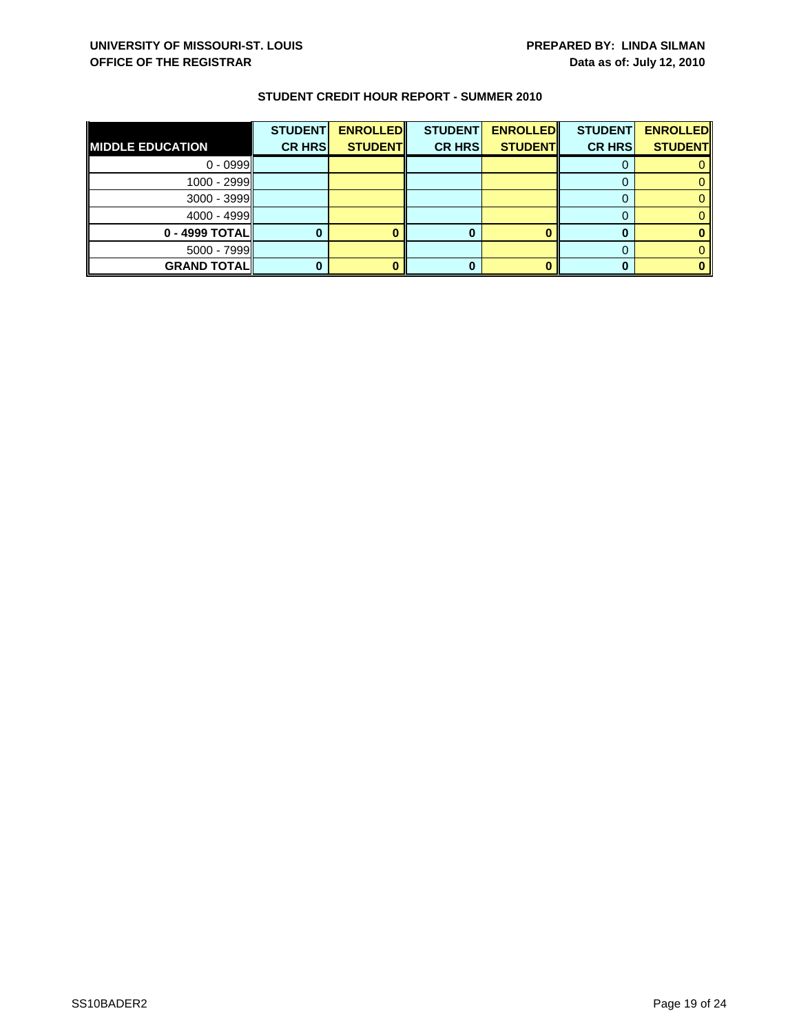UNIVERSITY OF MISSOURI-ST. LOUIS
OFFICE OF THE REGISTRAR

PREPARED BY: LINDA SILMAN
Data as of: July 12, 2010

## STUDENT CREDIT HOUR REPORT - SUMMER 2010

| MIDDLE EDUCATION | STUDENT CR HRS | ENROLLED STUDENT | STUDENT CR HRS | ENROLLED STUDENT | STUDENT CR HRS | ENROLLED STUDENT |
|---|---|---|---|---|---|---|
| 0 - 0999 | | | | | 0 | 0 |
| 1000 - 2999 | | | | | 0 | 0 |
| 3000 - 3999 | | | | | 0 | 0 |
| 4000 - 4999 | | | | | 0 | 0 |
| **0 - 4999 TOTAL** | **0** | **0** | **0** | **0** | **0** | **0** |
| 5000 - 7999 | | | | | 0 | 0 |
| **GRAND TOTAL** | **0** | **0** | **0** | **0** | **0** | **0** |

SS10BADER2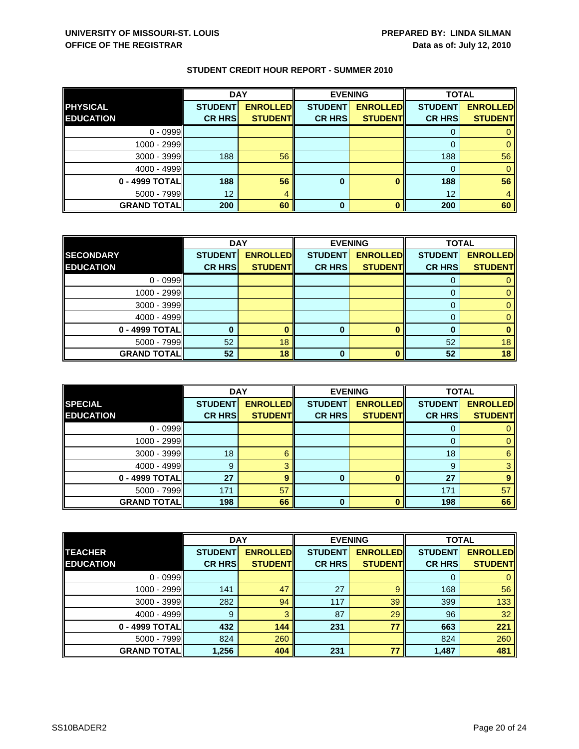**UNIVERSITY OF MISSOURI-ST. LOUIS**
**OFFICE OF THE REGISTRAR**

**PREPARED BY: LINDA SILMAN**
**Data as of: July 12, 2010**

## STUDENT CREDIT HOUR REPORT - SUMMER 2010

| | DAY | | EVENING | | TOTAL | |
|---|---|---|---|---|---|---|
| **PHYSICAL EDUCATION** | **STUDENT CR HRS** | **ENROLLED STUDENT** | **STUDENT CR HRS** | **ENROLLED STUDENT** | **STUDENT CR HRS** | **ENROLLED STUDENT** |
| 0 - 0999 | | | | | 0 | 0 |
| 1000 - 2999 | | | | | 0 | 0 |
| 3000 - 3999 | 188 | 56 | | | 188 | 56 |
| 4000 - 4999 | | | | | 0 | 0 |
| **0 - 4999 TOTAL** | **188** | **56** | **0** | **0** | **188** | **56** |
| 5000 - 7999 | 12 | 4 | | | 12 | 4 |
| **GRAND TOTAL** | **200** | **60** | **0** | **0** | **200** | **60** |

| | DAY | | EVENING | | TOTAL | |
|---|---|---|---|---|---|---|
| **SECONDARY EDUCATION** | **STUDENT CR HRS** | **ENROLLED STUDENT** | **STUDENT CR HRS** | **ENROLLED STUDENT** | **STUDENT CR HRS** | **ENROLLED STUDENT** |
| 0 - 0999 | | | | | 0 | 0 |
| 1000 - 2999 | | | | | 0 | 0 |
| 3000 - 3999 | | | | | 0 | 0 |
| 4000 - 4999 | | | | | 0 | 0 |
| **0 - 4999 TOTAL** | **0** | **0** | **0** | **0** | **0** | **0** |
| 5000 - 7999 | 52 | 18 | | | 52 | 18 |
| **GRAND TOTAL** | **52** | **18** | **0** | **0** | **52** | **18** |

| | DAY | | EVENING | | TOTAL | |
|---|---|---|---|---|---|---|
| **SPECIAL EDUCATION** | **STUDENT CR HRS** | **ENROLLED STUDENT** | **STUDENT CR HRS** | **ENROLLED STUDENT** | **STUDENT CR HRS** | **ENROLLED STUDENT** |
| 0 - 0999 | | | | | 0 | 0 |
| 1000 - 2999 | | | | | 0 | 0 |
| 3000 - 3999 | 18 | 6 | | | 18 | 6 |
| 4000 - 4999 | 9 | 3 | | | 9 | 3 |
| **0 - 4999 TOTAL** | **27** | **9** | **0** | **0** | **27** | **9** |
| 5000 - 7999 | 171 | 57 | | | 171 | 57 |
| **GRAND TOTAL** | **198** | **66** | **0** | **0** | **198** | **66** |

| | DAY | | EVENING | | TOTAL | |
|---|---|---|---|---|---|---|
| **TEACHER EDUCATION** | **STUDENT CR HRS** | **ENROLLED STUDENT** | **STUDENT CR HRS** | **ENROLLED STUDENT** | **STUDENT CR HRS** | **ENROLLED STUDENT** |
| 0 - 0999 | | | | | 0 | 0 |
| 1000 - 2999 | 141 | 47 | 27 | 9 | 168 | 56 |
| 3000 - 3999 | 282 | 94 | 117 | 39 | 399 | 133 |
| 4000 - 4999 | 9 | 3 | 87 | 29 | 96 | 32 |
| **0 - 4999 TOTAL** | **432** | **144** | **231** | **77** | **663** | **221** |
| 5000 - 7999 | 824 | 260 | | | 824 | 260 |
| **GRAND TOTAL** | **1,256** | **404** | **231** | **77** | **1,487** | **481** |

SS10BADER2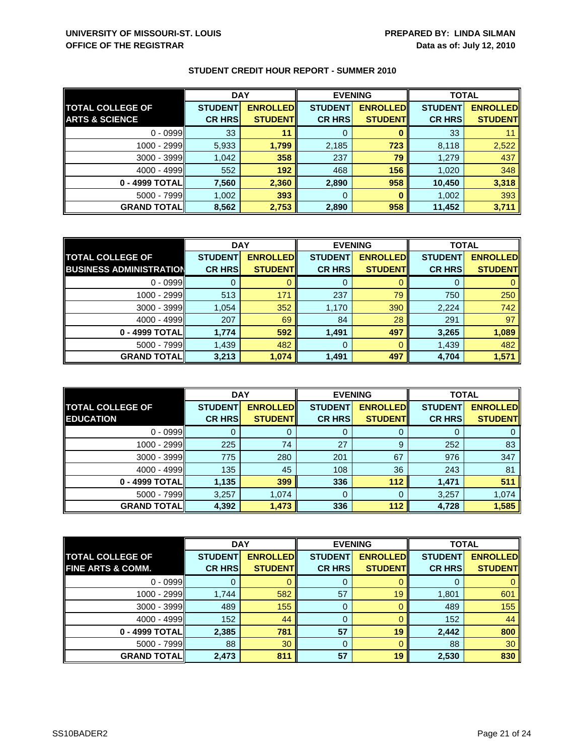**UNIVERSITY OF MISSOURI-ST. LOUIS**
**OFFICE OF THE REGISTRAR**

**PREPARED BY: LINDA SILMAN**
**Data as of: July 12, 2010**

## STUDENT CREDIT HOUR REPORT - SUMMER 2010

| TOTAL COLLEGE OF ARTS & SCIENCE | DAY | | EVENING | | TOTAL | |
|---|---|---|---|---|---|---|
| | STUDENT CR HRS | ENROLLED STUDENT | STUDENT CR HRS | ENROLLED STUDENT | STUDENT CR HRS | ENROLLED STUDENT |
| 0 - 0999 | 33 | 11 | 0 | 0 | 33 | 11 |
| 1000 - 2999 | 5,933 | 1,799 | 2,185 | 723 | 8,118 | 2,522 |
| 3000 - 3999 | 1,042 | 358 | 237 | 79 | 1,279 | 437 |
| 4000 - 4999 | 552 | 192 | 468 | 156 | 1,020 | 348 |
| **0 - 4999 TOTAL** | **7,560** | **2,360** | **2,890** | **958** | **10,450** | **3,318** |
| 5000 - 7999 | 1,002 | 393 | 0 | 0 | 1,002 | 393 |
| **GRAND TOTAL** | **8,562** | **2,753** | **2,890** | **958** | **11,452** | **3,711** |

| TOTAL COLLEGE OF BUSINESS ADMINISTRATION | DAY | | EVENING | | TOTAL | |
|---|---|---|---|---|---|---|
| | STUDENT CR HRS | ENROLLED STUDENT | STUDENT CR HRS | ENROLLED STUDENT | STUDENT CR HRS | ENROLLED STUDENT |
| 0 - 0999 | 0 | 0 | 0 | 0 | 0 | 0 |
| 1000 - 2999 | 513 | 171 | 237 | 79 | 750 | 250 |
| 3000 - 3999 | 1,054 | 352 | 1,170 | 390 | 2,224 | 742 |
| 4000 - 4999 | 207 | 69 | 84 | 28 | 291 | 97 |
| **0 - 4999 TOTAL** | **1,774** | **592** | **1,491** | **497** | **3,265** | **1,089** |
| 5000 - 7999 | 1,439 | 482 | 0 | 0 | 1,439 | 482 |
| **GRAND TOTAL** | **3,213** | **1,074** | **1,491** | **497** | **4,704** | **1,571** |

| TOTAL COLLEGE OF EDUCATION | DAY | | EVENING | | TOTAL | |
|---|---|---|---|---|---|---|
| | STUDENT CR HRS | ENROLLED STUDENT | STUDENT CR HRS | ENROLLED STUDENT | STUDENT CR HRS | ENROLLED STUDENT |
| 0 - 0999 | 0 | 0 | 0 | 0 | 0 | 0 |
| 1000 - 2999 | 225 | 74 | 27 | 9 | 252 | 83 |
| 3000 - 3999 | 775 | 280 | 201 | 67 | 976 | 347 |
| 4000 - 4999 | 135 | 45 | 108 | 36 | 243 | 81 |
| **0 - 4999 TOTAL** | **1,135** | **399** | **336** | **112** | **1,471** | **511** |
| 5000 - 7999 | 3,257 | 1,074 | 0 | 0 | 3,257 | 1,074 |
| **GRAND TOTAL** | **4,392** | **1,473** | **336** | **112** | **4,728** | **1,585** |

| TOTAL COLLEGE OF FINE ARTS & COMM. | DAY | | EVENING | | TOTAL | |
|---|---|---|---|---|---|---|
| | STUDENT CR HRS | ENROLLED STUDENT | STUDENT CR HRS | ENROLLED STUDENT | STUDENT CR HRS | ENROLLED STUDENT |
| 0 - 0999 | 0 | 0 | 0 | 0 | 0 | 0 |
| 1000 - 2999 | 1,744 | 582 | 57 | 19 | 1,801 | 601 |
| 3000 - 3999 | 489 | 155 | 0 | 0 | 489 | 155 |
| 4000 - 4999 | 152 | 44 | 0 | 0 | 152 | 44 |
| **0 - 4999 TOTAL** | **2,385** | **781** | **57** | **19** | **2,442** | **800** |
| 5000 - 7999 | 88 | 30 | 0 | 0 | 88 | 30 |
| **GRAND TOTAL** | **2,473** | **811** | **57** | **19** | **2,530** | **830** |

SS10BADER2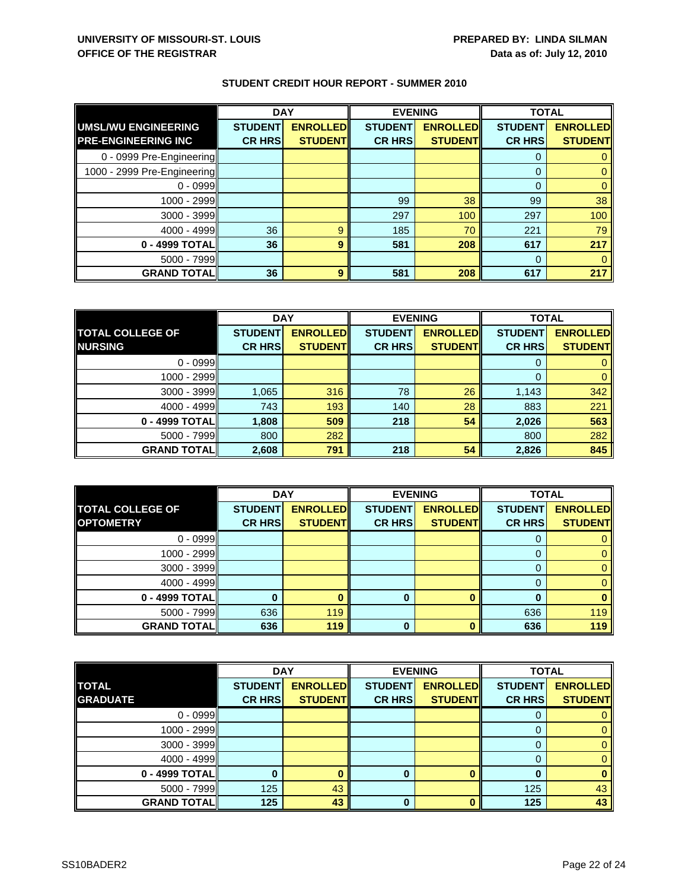**UNIVERSITY OF MISSOURI-ST. LOUIS**
**OFFICE OF THE REGISTRAR**

**PREPARED BY: LINDA SILMAN**
**Data as of: July 12, 2010**

## STUDENT CREDIT HOUR REPORT - SUMMER 2010

| | DAY | | EVENING | | TOTAL | |
|---|---|---|---|---|---|---|
| **UMSL/WU ENGINEERING PRE-ENGINEERING INC** | **STUDENT CR HRS** | **ENROLLED STUDENT** | **STUDENT CR HRS** | **ENROLLED STUDENT** | **STUDENT CR HRS** | **ENROLLED STUDENT** |
| 0 - 0999 Pre-Engineering | | | | | 0 | 0 |
| 1000 - 2999 Pre-Engineering | | | | | 0 | 0 |
| 0 - 0999 | | | | | 0 | 0 |
| 1000 - 2999 | | | 99 | 38 | 99 | 38 |
| 3000 - 3999 | | | 297 | 100 | 297 | 100 |
| 4000 - 4999 | 36 | 9 | 185 | 70 | 221 | 79 |
| **0 - 4999 TOTAL** | **36** | **9** | **581** | **208** | **617** | **217** |
| 5000 - 7999 | | | | | 0 | 0 |
| **GRAND TOTAL** | **36** | **9** | **581** | **208** | **617** | **217** |

| | DAY | | EVENING | | TOTAL | |
|---|---|---|---|---|---|---|
| **TOTAL COLLEGE OF NURSING** | **STUDENT CR HRS** | **ENROLLED STUDENT** | **STUDENT CR HRS** | **ENROLLED STUDENT** | **STUDENT CR HRS** | **ENROLLED STUDENT** |
| 0 - 0999 | | | | | 0 | 0 |
| 1000 - 2999 | | | | | 0 | 0 |
| 3000 - 3999 | 1,065 | 316 | 78 | 26 | 1,143 | 342 |
| 4000 - 4999 | 743 | 193 | 140 | 28 | 883 | 221 |
| **0 - 4999 TOTAL** | **1,808** | **509** | **218** | **54** | **2,026** | **563** |
| 5000 - 7999 | 800 | 282 | | | 800 | 282 |
| **GRAND TOTAL** | **2,608** | **791** | **218** | **54** | **2,826** | **845** |

| | DAY | | EVENING | | TOTAL | |
|---|---|---|---|---|---|---|
| **TOTAL COLLEGE OF OPTOMETRY** | **STUDENT CR HRS** | **ENROLLED STUDENT** | **STUDENT CR HRS** | **ENROLLED STUDENT** | **STUDENT CR HRS** | **ENROLLED STUDENT** |
| 0 - 0999 | | | | | 0 | 0 |
| 1000 - 2999 | | | | | 0 | 0 |
| 3000 - 3999 | | | | | 0 | 0 |
| 4000 - 4999 | | | | | 0 | 0 |
| **0 - 4999 TOTAL** | **0** | **0** | **0** | **0** | **0** | **0** |
| 5000 - 7999 | 636 | 119 | | | 636 | 119 |
| **GRAND TOTAL** | **636** | **119** | **0** | **0** | **636** | **119** |

| | DAY | | EVENING | | TOTAL | |
|---|---|---|---|---|---|---|
| **TOTAL GRADUATE** | **STUDENT CR HRS** | **ENROLLED STUDENT** | **STUDENT CR HRS** | **ENROLLED STUDENT** | **STUDENT CR HRS** | **ENROLLED STUDENT** |
| 0 - 0999 | | | | | 0 | 0 |
| 1000 - 2999 | | | | | 0 | 0 |
| 3000 - 3999 | | | | | 0 | 0 |
| 4000 - 4999 | | | | | 0 | 0 |
| **0 - 4999 TOTAL** | **0** | **0** | **0** | **0** | **0** | **0** |
| 5000 - 7999 | 125 | 43 | | | 125 | 43 |
| **GRAND TOTAL** | **125** | **43** | **0** | **0** | **125** | **43** |

SS10BADER2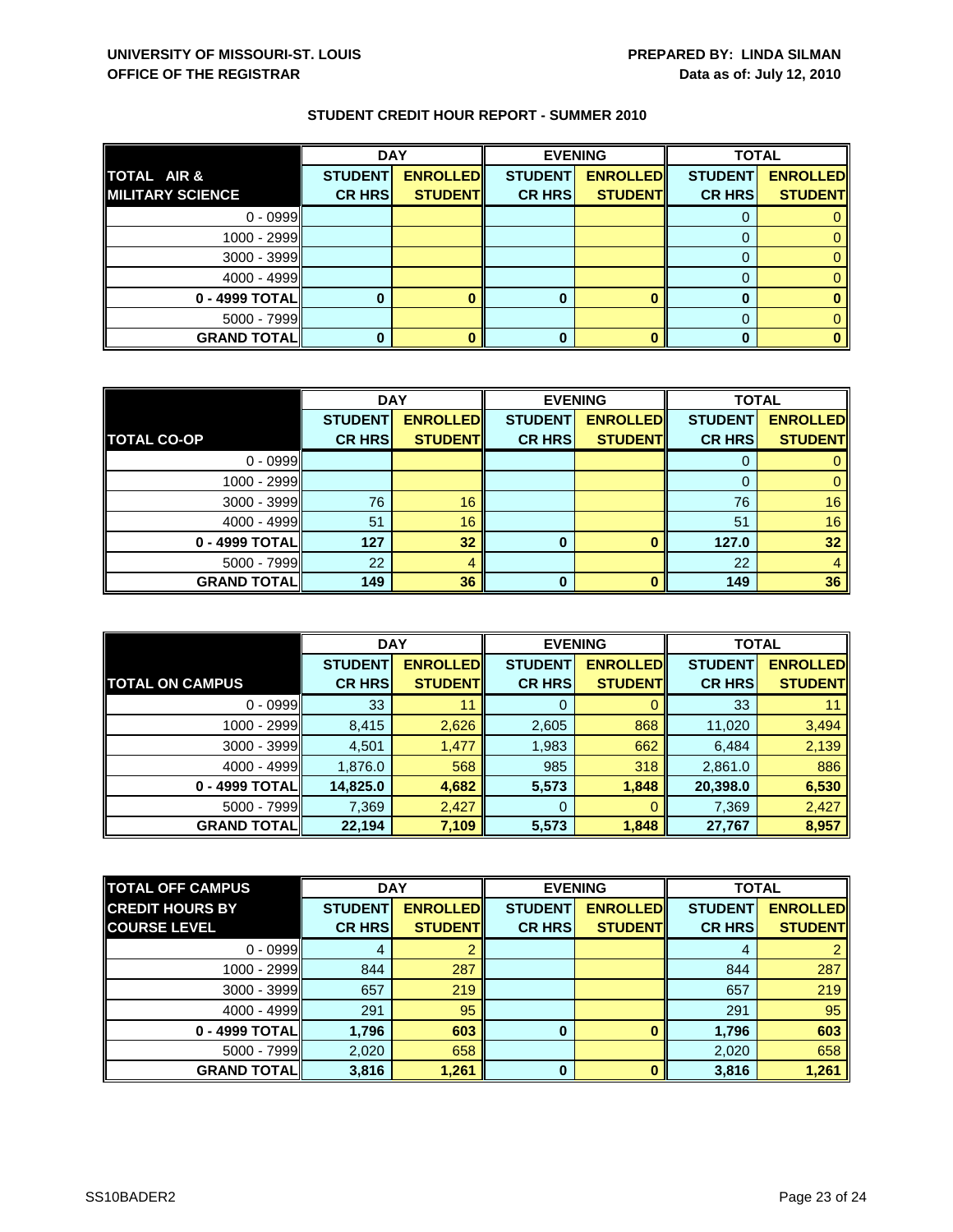**UNIVERSITY OF MISSOURI-ST. LOUIS**
**OFFICE OF THE REGISTRAR**

**PREPARED BY: LINDA SILMAN**
**Data as of: July 12, 2010**

## STUDENT CREDIT HOUR REPORT - SUMMER 2010

| TOTAL AIR & MILITARY SCIENCE | DAY | | EVENING | | TOTAL | |
|---|---|---|---|---|---|---|
| | STUDENT CR HRS | ENROLLED STUDENT | STUDENT CR HRS | ENROLLED STUDENT | STUDENT CR HRS | ENROLLED STUDENT |
| 0 - 0999 | | | | | 0 | 0 |
| 1000 - 2999 | | | | | 0 | 0 |
| 3000 - 3999 | | | | | 0 | 0 |
| 4000 - 4999 | | | | | 0 | 0 |
| **0 - 4999 TOTAL** | **0** | **0** | **0** | **0** | **0** | **0** |
| 5000 - 7999 | | | | | 0 | 0 |
| **GRAND TOTAL** | **0** | **0** | **0** | **0** | **0** | **0** |

| TOTAL CO-OP | DAY | | EVENING | | TOTAL | |
|---|---|---|---|---|---|---|
| | STUDENT CR HRS | ENROLLED STUDENT | STUDENT CR HRS | ENROLLED STUDENT | STUDENT CR HRS | ENROLLED STUDENT |
| 0 - 0999 | | | | | 0 | 0 |
| 1000 - 2999 | | | | | 0 | 0 |
| 3000 - 3999 | 76 | 16 | | | 76 | 16 |
| 4000 - 4999 | 51 | 16 | | | 51 | 16 |
| **0 - 4999 TOTAL** | **127** | **32** | **0** | **0** | **127.0** | **32** |
| 5000 - 7999 | 22 | 4 | | | 22 | 4 |
| **GRAND TOTAL** | **149** | **36** | **0** | **0** | **149** | **36** |

| TOTAL ON CAMPUS | DAY | | EVENING | | TOTAL | |
|---|---|---|---|---|---|---|
| | STUDENT CR HRS | ENROLLED STUDENT | STUDENT CR HRS | ENROLLED STUDENT | STUDENT CR HRS | ENROLLED STUDENT |
| 0 - 0999 | 33 | 11 | 0 | 0 | 33 | 11 |
| 1000 - 2999 | 8,415 | 2,626 | 2,605 | 868 | 11,020 | 3,494 |
| 3000 - 3999 | 4,501 | 1,477 | 1,983 | 662 | 6,484 | 2,139 |
| 4000 - 4999 | 1,876.0 | 568 | 985 | 318 | 2,861.0 | 886 |
| **0 - 4999 TOTAL** | **14,825.0** | **4,682** | **5,573** | **1,848** | **20,398.0** | **6,530** |
| 5000 - 7999 | 7,369 | 2,427 | 0 | 0 | 7,369 | 2,427 |
| **GRAND TOTAL** | **22,194** | **7,109** | **5,573** | **1,848** | **27,767** | **8,957** |

| TOTAL OFF CAMPUS CREDIT HOURS BY COURSE LEVEL | DAY | | EVENING | | TOTAL | |
|---|---|---|---|---|---|---|
| | STUDENT CR HRS | ENROLLED STUDENT | STUDENT CR HRS | ENROLLED STUDENT | STUDENT CR HRS | ENROLLED STUDENT |
| 0 - 0999 | 4 | 2 | | | 4 | 2 |
| 1000 - 2999 | 844 | 287 | | | 844 | 287 |
| 3000 - 3999 | 657 | 219 | | | 657 | 219 |
| 4000 - 4999 | 291 | 95 | | | 291 | 95 |
| **0 - 4999 TOTAL** | **1,796** | **603** | **0** | **0** | **1,796** | **603** |
| 5000 - 7999 | 2,020 | 658 | | | 2,020 | 658 |
| **GRAND TOTAL** | **3,816** | **1,261** | **0** | **0** | **3,816** | **1,261** |

SS10BADER2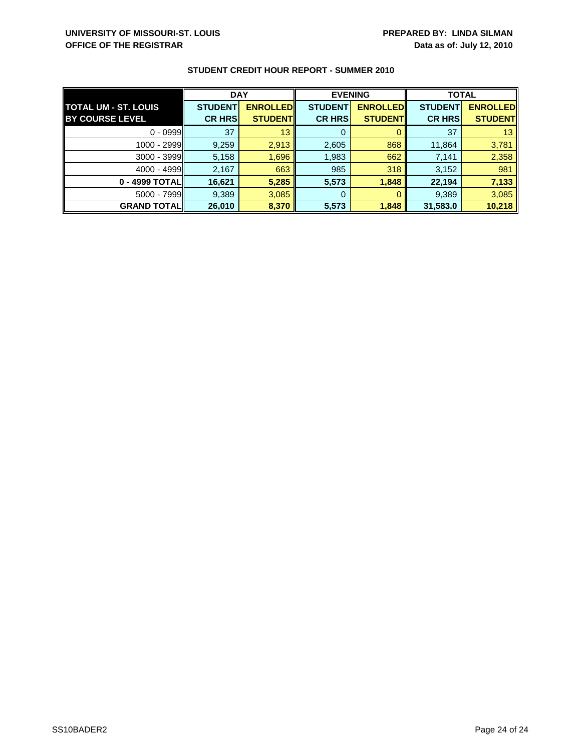**UNIVERSITY OF MISSOURI-ST. LOUIS**
**OFFICE OF THE REGISTRAR**

**PREPARED BY: LINDA SILMAN**
**Data as of: July 12, 2010**

## STUDENT CREDIT HOUR REPORT - SUMMER 2010

| | DAY | | EVENING | | TOTAL | |
|---|---|---|---|---|---|---|
| **TOTAL UM - ST. LOUIS BY COURSE LEVEL** | **STUDENT CR HRS** | **ENROLLED STUDENT** | **STUDENT CR HRS** | **ENROLLED STUDENT** | **STUDENT CR HRS** | **ENROLLED STUDENT** |
| 0 - 0999 | 37 | 13 | 0 | 0 | 37 | 13 |
| 1000 - 2999 | 9,259 | 2,913 | 2,605 | 868 | 11,864 | 3,781 |
| 3000 - 3999 | 5,158 | 1,696 | 1,983 | 662 | 7,141 | 2,358 |
| 4000 - 4999 | 2,167 | 663 | 985 | 318 | 3,152 | 981 |
| **0 - 4999 TOTAL** | **16,621** | **5,285** | **5,573** | **1,848** | **22,194** | **7,133** |
| 5000 - 7999 | 9,389 | 3,085 | 0 | 0 | 9,389 | 3,085 |
| **GRAND TOTAL** | **26,010** | **8,370** | **5,573** | **1,848** | **31,583.0** | **10,218** |

SS10BADER2